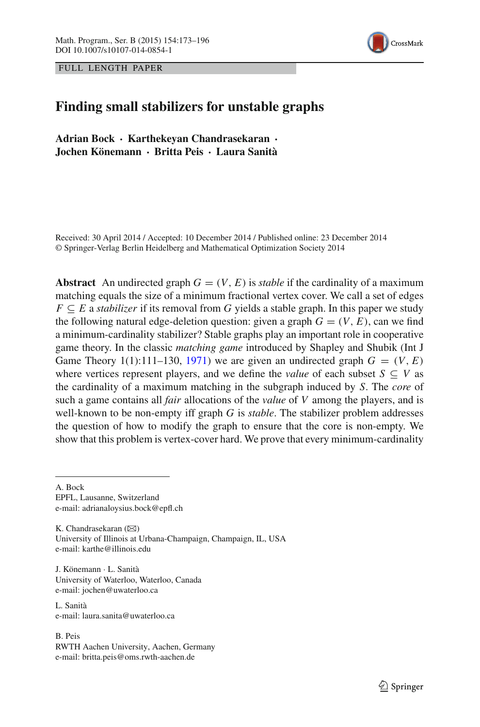FULL LENGTH PAPER

# Finding small stabilizers for unstable graphs

**Adrian Bock · Karthekeyan Chandrasekaran · Jochen Könemann · Britta Peis · Laura Sanità**

Received: 30 April 2014 / Accepted: 10 December 2014 / Published online: 23 December 2014
© Springer-Verlag Berlin Heidelberg and Mathematical Optimization Society 2014

**Abstract** An undirected graph $G = (V, E)$ is *stable* if the cardinality of a maximum matching equals the size of a minimum fractional vertex cover. We call a set of edges $F \subseteq E$ a *stabilizer* if its removal from $G$ yields a stable graph. In this paper we study the following natural edge-deletion question: given a graph $G = (V, E)$, can we find a minimum-cardinality stabilizer? Stable graphs play an important role in cooperative game theory. In the classic *matching game* introduced by Shapley and Shubik (Int J Game Theory 1(1):111–130, 1971) we are given an undirected graph $G = (V, E)$ where vertices represent players, and we define the *value* of each subset $S \subseteq V$ as the cardinality of a maximum matching in the subgraph induced by $S$. The *core* of such a game contains all *fair* allocations of the *value* of $V$ among the players, and is well-known to be non-empty iff graph $G$ is *stable*. The stabilizer problem addresses the question of how to modify the graph to ensure that the core is non-empty. We show that this problem is vertex-cover hard. We prove that every minimum-cardinality

---

A. Bock
EPFL, Lausanne, Switzerland
e-mail: adrianaloysius.bock@epfl.ch

K. Chandrasekaran (✉)
University of Illinois at Urbana-Champaign, Champaign, IL, USA
e-mail: karthe@illinois.edu

J. Könemann · L. Sanità
University of Waterloo, Waterloo, Canada
e-mail: jochen@uwaterloo.ca

L. Sanità
e-mail: laura.sanita@uwaterloo.ca

B. Peis
RWTH Aachen University, Aachen, Germany
e-mail: britta.peis@oms.rwth-aachen.de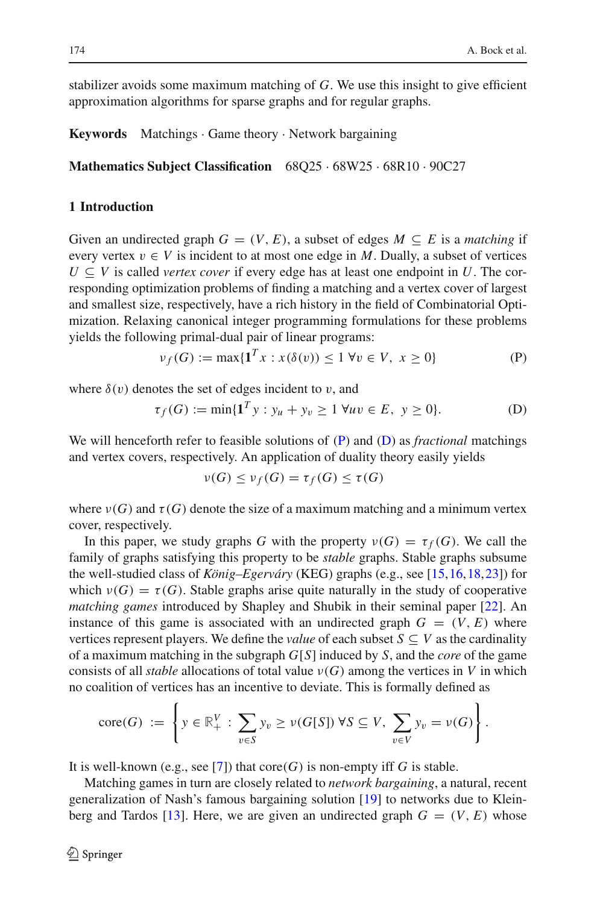stabilizer avoids some maximum matching of $G$. We use this insight to give efficient approximation algorithms for sparse graphs and for regular graphs.

**Keywords** Matchings · Game theory · Network bargaining

**Mathematics Subject Classification** 68Q25 · 68W25 · 68R10 · 90C27

## 1 Introduction

Given an undirected graph $G = (V, E)$, a subset of edges $M \subseteq E$ is a *matching* if every vertex $v \in V$ is incident to at most one edge in $M$. Dually, a subset of vertices $U \subseteq V$ is called *vertex cover* if every edge has at least one endpoint in $U$. The corresponding optimization problems of finding a matching and a vertex cover of largest and smallest size, respectively, have a rich history in the field of Combinatorial Optimization. Relaxing canonical integer programming formulations for these problems yields the following primal-dual pair of linear programs:

$$\nu_f(G) := \max\{\mathbf{1}^T x : x(\delta(v)) \leq 1 \ \forall v \in V, \ x \geq 0\} \tag{P}$$

where $\delta(v)$ denotes the set of edges incident to $v$, and

$$\tau_f(G) := \min\{\mathbf{1}^T y : y_u + y_v \geq 1 \ \forall uv \in E, \ y \geq 0\}. \tag{D}$$

We will henceforth refer to feasible solutions of (P) and (D) as *fractional* matchings and vertex covers, respectively. An application of duality theory easily yields

$$\nu(G) \leq \nu_f(G) = \tau_f(G) \leq \tau(G)$$

where $\nu(G)$ and $\tau(G)$ denote the size of a maximum matching and a minimum vertex cover, respectively.

In this paper, we study graphs $G$ with the property $\nu(G) = \tau_f(G)$. We call the family of graphs satisfying this property to be *stable* graphs. Stable graphs subsume the well-studied class of *König–Egerváry* (KEG) graphs (e.g., see [15,16,18,23]) for which $\nu(G) = \tau(G)$. Stable graphs arise quite naturally in the study of cooperative *matching games* introduced by Shapley and Shubik in their seminal paper [22]. An instance of this game is associated with an undirected graph $G = (V, E)$ where vertices represent players. We define the *value* of each subset $S \subseteq V$ as the cardinality of a maximum matching in the subgraph $G[S]$ induced by $S$, and the *core* of the game consists of all *stable* allocations of total value $\nu(G)$ among the vertices in $V$ in which no coalition of vertices has an incentive to deviate. This is formally defined as

$$\text{core}(G) := \left\{ y \in \mathbb{R}_+^V : \sum_{v \in S} y_v \geq \nu(G[S]) \ \forall S \subseteq V, \ \sum_{v \in V} y_v = \nu(G) \right\}.$$

It is well-known (e.g., see [7]) that core$(G)$ is non-empty iff $G$ is stable.

Matching games in turn are closely related to *network bargaining*, a natural, recent generalization of Nash's famous bargaining solution [19] to networks due to Kleinberg and Tardos [13]. Here, we are given an undirected graph $G = (V, E)$ whose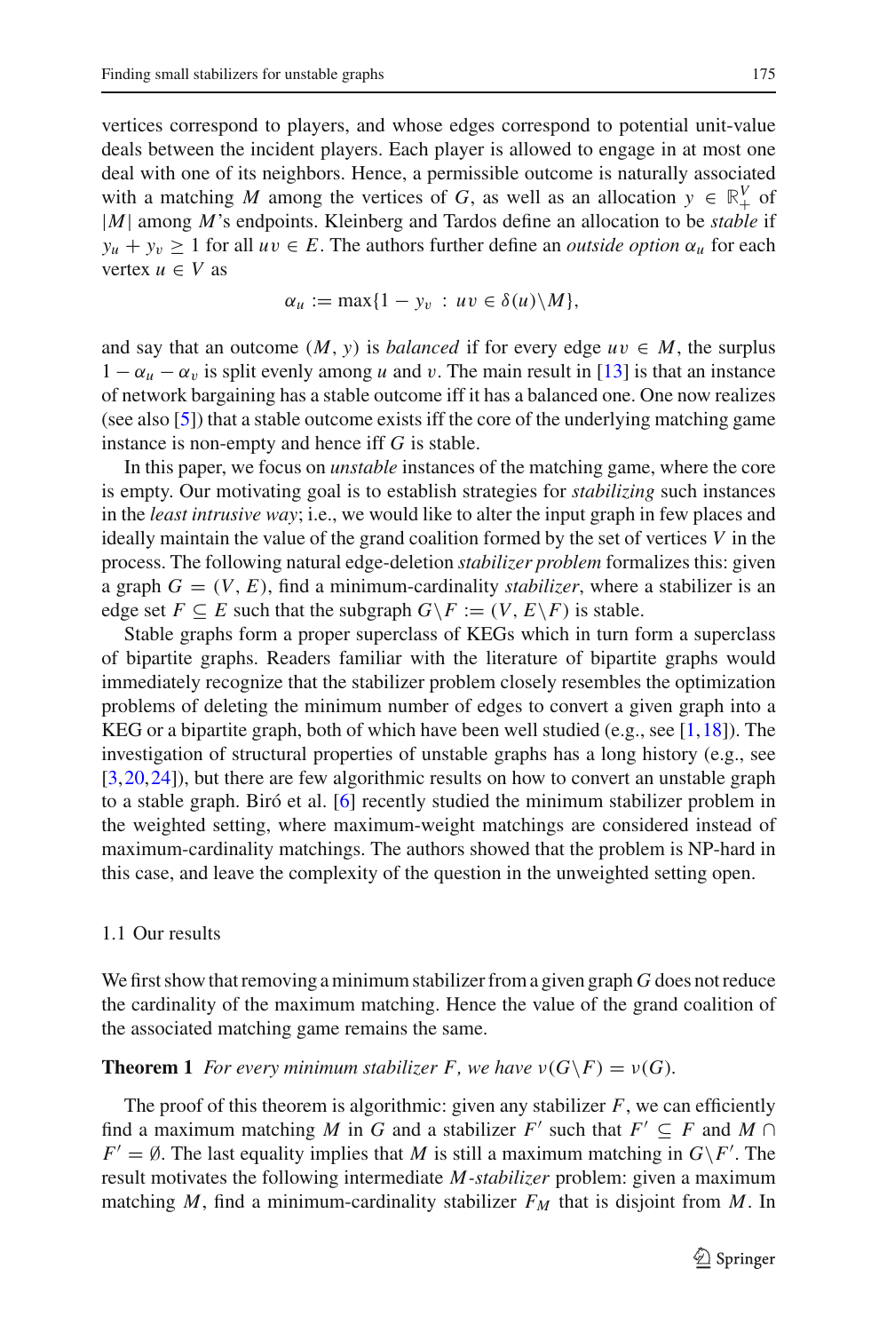vertices correspond to players, and whose edges correspond to potential unit-value deals between the incident players. Each player is allowed to engage in at most one deal with one of its neighbors. Hence, a permissible outcome is naturally associated with a matching $M$ among the vertices of $G$, as well as an allocation $y \in \mathbb{R}^V_+$ of $|M|$ among $M$'s endpoints. Kleinberg and Tardos define an allocation to be *stable* if $y_u + y_v \geq 1$ for all $uv \in E$. The authors further define an *outside option* $\alpha_u$ for each vertex $u \in V$ as

$$\alpha_u := \max\{1 - y_v \,:\, uv \in \delta(u) \backslash M\},$$

and say that an outcome $(M, y)$ is *balanced* if for every edge $uv \in M$, the surplus $1 - \alpha_u - \alpha_v$ is split evenly among $u$ and $v$. The main result in [13] is that an instance of network bargaining has a stable outcome iff it has a balanced one. One now realizes (see also [5]) that a stable outcome exists iff the core of the underlying matching game instance is non-empty and hence iff $G$ is stable.

In this paper, we focus on *unstable* instances of the matching game, where the core is empty. Our motivating goal is to establish strategies for *stabilizing* such instances in the *least intrusive way*; i.e., we would like to alter the input graph in few places and ideally maintain the value of the grand coalition formed by the set of vertices $V$ in the process. The following natural edge-deletion *stabilizer problem* formalizes this: given a graph $G = (V, E)$, find a minimum-cardinality *stabilizer*, where a stabilizer is an edge set $F \subseteq E$ such that the subgraph $G \backslash F := (V, E \backslash F)$ is stable.

Stable graphs form a proper superclass of KEGs which in turn form a superclass of bipartite graphs. Readers familiar with the literature of bipartite graphs would immediately recognize that the stabilizer problem closely resembles the optimization problems of deleting the minimum number of edges to convert a given graph into a KEG or a bipartite graph, both of which have been well studied (e.g., see [1,18]). The investigation of structural properties of unstable graphs has a long history (e.g., see [3,20,24]), but there are few algorithmic results on how to convert an unstable graph to a stable graph. Biró et al. [6] recently studied the minimum stabilizer problem in the weighted setting, where maximum-weight matchings are considered instead of maximum-cardinality matchings. The authors showed that the problem is NP-hard in this case, and leave the complexity of the question in the unweighted setting open.

### 1.1 Our results

We first show that removing a minimum stabilizer from a given graph $G$ does not reduce the cardinality of the maximum matching. Hence the value of the grand coalition of the associated matching game remains the same.

**Theorem 1** *For every minimum stabilizer $F$, we have $\nu(G \backslash F) = \nu(G)$.*

The proof of this theorem is algorithmic: given any stabilizer $F$, we can efficiently find a maximum matching $M$ in $G$ and a stabilizer $F'$ such that $F' \subseteq F$ and $M \cap F' = \emptyset$. The last equality implies that $M$ is still a maximum matching in $G \backslash F'$. The result motivates the following intermediate $M$*-stabilizer* problem: given a maximum matching $M$, find a minimum-cardinality stabilizer $F_M$ that is disjoint from $M$. In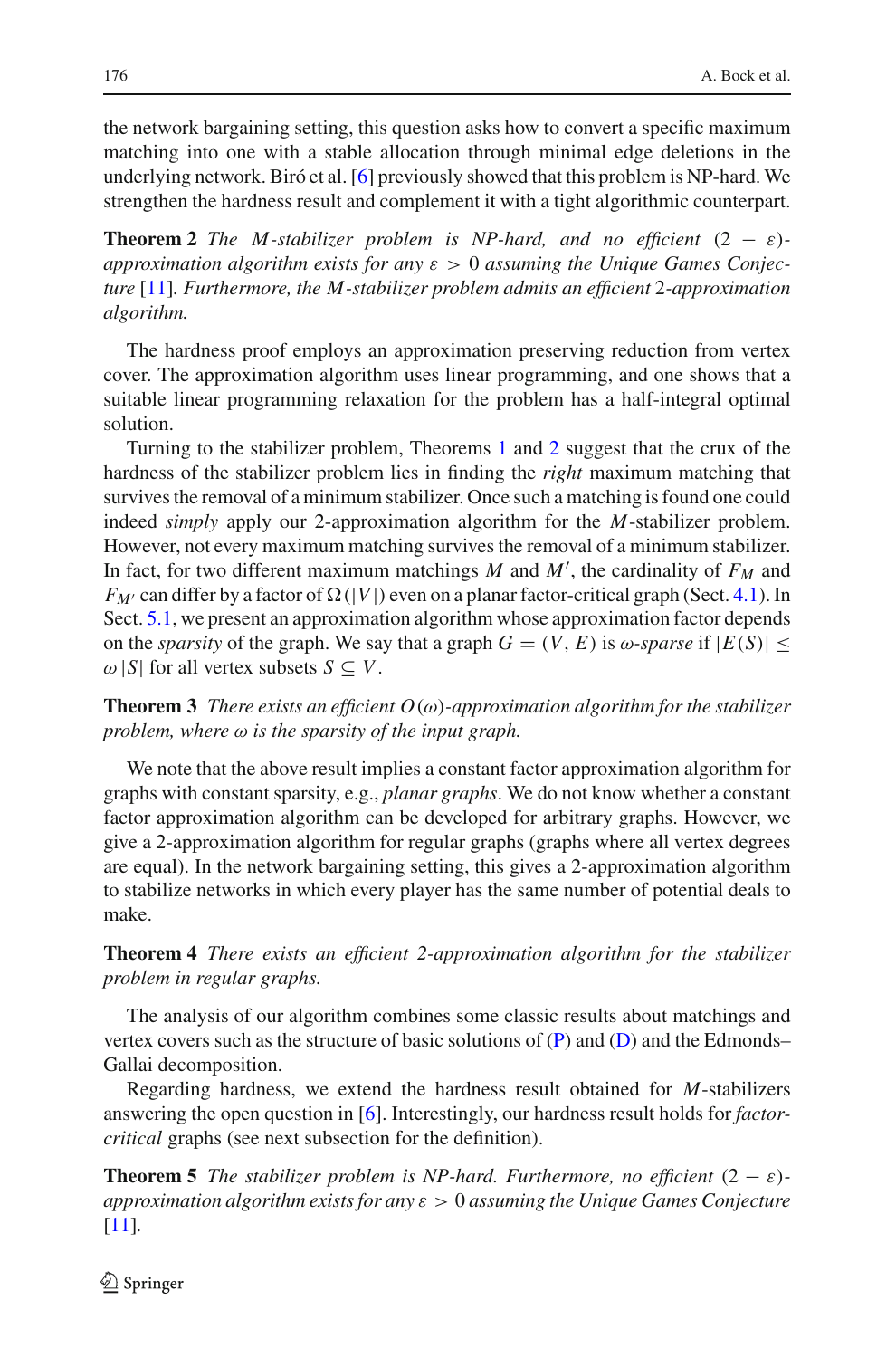the network bargaining setting, this question asks how to convert a specific maximum matching into one with a stable allocation through minimal edge deletions in the underlying network. Biró et al. [6] previously showed that this problem is NP-hard. We strengthen the hardness result and complement it with a tight algorithmic counterpart.

**Theorem 2** *The $M$-stabilizer problem is NP-hard, and no efficient $(2-\varepsilon)$-approximation algorithm exists for any $\varepsilon > 0$ assuming the Unique Games Conjecture [11]. Furthermore, the $M$-stabilizer problem admits an efficient 2-approximation algorithm.*

The hardness proof employs an approximation preserving reduction from vertex cover. The approximation algorithm uses linear programming, and one shows that a suitable linear programming relaxation for the problem has a half-integral optimal solution.

Turning to the stabilizer problem, Theorems 1 and 2 suggest that the crux of the hardness of the stabilizer problem lies in finding the *right* maximum matching that survives the removal of a minimum stabilizer. Once such a matching is found one could indeed *simply* apply our 2-approximation algorithm for the $M$-stabilizer problem. However, not every maximum matching survives the removal of a minimum stabilizer. In fact, for two different maximum matchings $M$ and $M'$, the cardinality of $F_M$ and $F_{M'}$ can differ by a factor of $\Omega(|V|)$ even on a planar factor-critical graph (Sect. 4.1). In Sect. 5.1, we present an approximation algorithm whose approximation factor depends on the *sparsity* of the graph. We say that a graph $G = (V, E)$ is *$\omega$-sparse* if $|E(S)| \leq \omega|S|$ for all vertex subsets $S \subseteq V$.

**Theorem 3** *There exists an efficient $O(\omega)$-approximation algorithm for the stabilizer problem, where $\omega$ is the sparsity of the input graph.*

We note that the above result implies a constant factor approximation algorithm for graphs with constant sparsity, e.g., *planar graphs*. We do not know whether a constant factor approximation algorithm can be developed for arbitrary graphs. However, we give a 2-approximation algorithm for regular graphs (graphs where all vertex degrees are equal). In the network bargaining setting, this gives a 2-approximation algorithm to stabilize networks in which every player has the same number of potential deals to make.

**Theorem 4** *There exists an efficient 2-approximation algorithm for the stabilizer problem in regular graphs.*

The analysis of our algorithm combines some classic results about matchings and vertex covers such as the structure of basic solutions of (P) and (D) and the Edmonds–Gallai decomposition.

Regarding hardness, we extend the hardness result obtained for $M$-stabilizers answering the open question in [6]. Interestingly, our hardness result holds for *factor-critical* graphs (see next subsection for the definition).

**Theorem 5** *The stabilizer problem is NP-hard. Furthermore, no efficient $(2-\varepsilon)$-approximation algorithm exists for any $\varepsilon > 0$ assuming the Unique Games Conjecture [11].*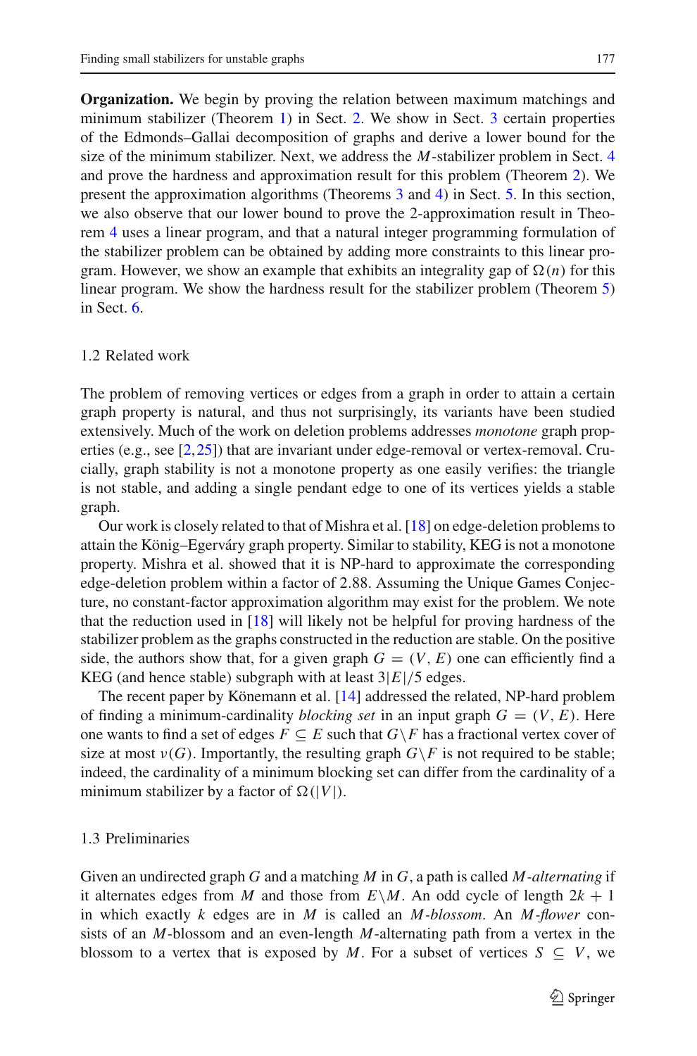**Organization.** We begin by proving the relation between maximum matchings and minimum stabilizer (Theorem 1) in Sect. 2. We show in Sect. 3 certain properties of the Edmonds–Gallai decomposition of graphs and derive a lower bound for the size of the minimum stabilizer. Next, we address the $M$-stabilizer problem in Sect. 4 and prove the hardness and approximation result for this problem (Theorem 2). We present the approximation algorithms (Theorems 3 and 4) in Sect. 5. In this section, we also observe that our lower bound to prove the 2-approximation result in Theorem 4 uses a linear program, and that a natural integer programming formulation of the stabilizer problem can be obtained by adding more constraints to this linear program. However, we show an example that exhibits an integrality gap of $\Omega(n)$ for this linear program. We show the hardness result for the stabilizer problem (Theorem 5) in Sect. 6.

### 1.2 Related work

The problem of removing vertices or edges from a graph in order to attain a certain graph property is natural, and thus not surprisingly, its variants have been studied extensively. Much of the work on deletion problems addresses *monotone* graph properties (e.g., see [2,25]) that are invariant under edge-removal or vertex-removal. Crucially, graph stability is not a monotone property as one easily verifies: the triangle is not stable, and adding a single pendant edge to one of its vertices yields a stable graph.

Our work is closely related to that of Mishra et al. [18] on edge-deletion problems to attain the König–Egerváry graph property. Similar to stability, KEG is not a monotone property. Mishra et al. showed that it is NP-hard to approximate the corresponding edge-deletion problem within a factor of 2.88. Assuming the Unique Games Conjecture, no constant-factor approximation algorithm may exist for the problem. We note that the reduction used in [18] will likely not be helpful for proving hardness of the stabilizer problem as the graphs constructed in the reduction are stable. On the positive side, the authors show that, for a given graph $G = (V, E)$ one can efficiently find a KEG (and hence stable) subgraph with at least $3|E|/5$ edges.

The recent paper by Könemann et al. [14] addressed the related, NP-hard problem of finding a minimum-cardinality *blocking set* in an input graph $G = (V, E)$. Here one wants to find a set of edges $F \subseteq E$ such that $G\backslash F$ has a fractional vertex cover of size at most $\nu(G)$. Importantly, the resulting graph $G\backslash F$ is not required to be stable; indeed, the cardinality of a minimum blocking set can differ from the cardinality of a minimum stabilizer by a factor of $\Omega(|V|)$.

### 1.3 Preliminaries

Given an undirected graph $G$ and a matching $M$ in $G$, a path is called $M$-*alternating* if it alternates edges from $M$ and those from $E\backslash M$. An odd cycle of length $2k + 1$ in which exactly $k$ edges are in $M$ is called an $M$-*blossom*. An $M$-*flower* consists of an $M$-blossom and an even-length $M$-alternating path from a vertex in the blossom to a vertex that is exposed by $M$. For a subset of vertices $S \subseteq V$, we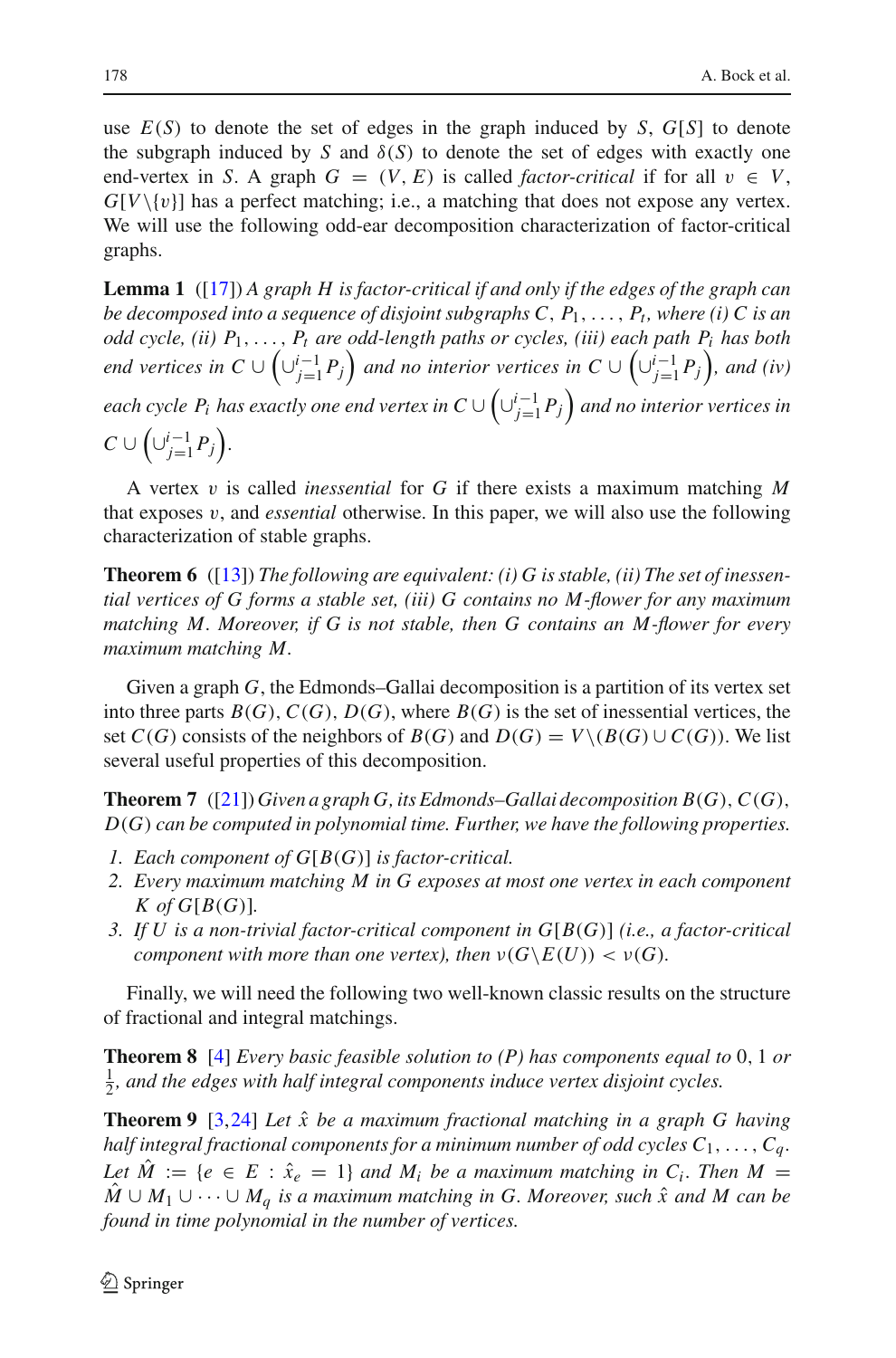use $E(S)$ to denote the set of edges in the graph induced by $S$, $G[S]$ to denote the subgraph induced by $S$ and $\delta(S)$ to denote the set of edges with exactly one end-vertex in $S$. A graph $G = (V, E)$ is called *factor-critical* if for all $v \in V$, $G[V \backslash \{v\}]$ has a perfect matching; i.e., a matching that does not expose any vertex. We will use the following odd-ear decomposition characterization of factor-critical graphs.

**Lemma 1** ([17]) *A graph $H$ is factor-critical if and only if the edges of the graph can be decomposed into a sequence of disjoint subgraphs $C, P_1, \ldots, P_t$, where (i) $C$ is an odd cycle, (ii) $P_1, \ldots, P_t$ are odd-length paths or cycles, (iii) each path $P_i$ has both end vertices in $C \cup \left(\cup_{j=1}^{i-1} P_j\right)$ and no interior vertices in $C \cup \left(\cup_{j=1}^{i-1} P_j\right)$, and (iv) each cycle $P_i$ has exactly one end vertex in $C \cup \left(\cup_{j=1}^{i-1} P_j\right)$ and no interior vertices in $C \cup \left(\cup_{j=1}^{i-1} P_j\right)$.*

A vertex $v$ is called *inessential* for $G$ if there exists a maximum matching $M$ that exposes $v$, and *essential* otherwise. In this paper, we will also use the following characterization of stable graphs.

**Theorem 6** ([13]) *The following are equivalent: (i) $G$ is stable, (ii) The set of inessential vertices of $G$ forms a stable set, (iii) $G$ contains no $M$-flower for any maximum matching $M$. Moreover, if $G$ is not stable, then $G$ contains an $M$-flower for every maximum matching $M$.*

Given a graph $G$, the Edmonds–Gallai decomposition is a partition of its vertex set into three parts $B(G), C(G), D(G)$, where $B(G)$ is the set of inessential vertices, the set $C(G)$ consists of the neighbors of $B(G)$ and $D(G) = V \backslash (B(G) \cup C(G))$. We list several useful properties of this decomposition.

**Theorem 7** ([21]) *Given a graph $G$, its Edmonds–Gallai decomposition $B(G)$, $C(G)$, $D(G)$ can be computed in polynomial time. Further, we have the following properties.*

1. *Each component of $G[B(G)]$ is factor-critical.*
2. *Every maximum matching $M$ in $G$ exposes at most one vertex in each component $K$ of $G[B(G)]$.*
3. *If $U$ is a non-trivial factor-critical component in $G[B(G)]$ (i.e., a factor-critical component with more than one vertex), then $\nu(G \backslash E(U)) < \nu(G)$.*

Finally, we will need the following two well-known classic results on the structure of fractional and integral matchings.

**Theorem 8** [4] *Every basic feasible solution to (P) has components equal to $0$, $1$ or $\frac{1}{2}$, and the edges with half integral components induce vertex disjoint cycles.*

**Theorem 9** [3,24] *Let $\hat{x}$ be a maximum fractional matching in a graph $G$ having half integral fractional components for a minimum number of odd cycles $C_1, \ldots, C_q$. Let $\hat{M} := \{e \in E : \hat{x}_e = 1\}$ and $M_i$ be a maximum matching in $C_i$. Then $M = \hat{M} \cup M_1 \cup \cdots \cup M_q$ is a maximum matching in $G$. Moreover, such $\hat{x}$ and $M$ can be found in time polynomial in the number of vertices.*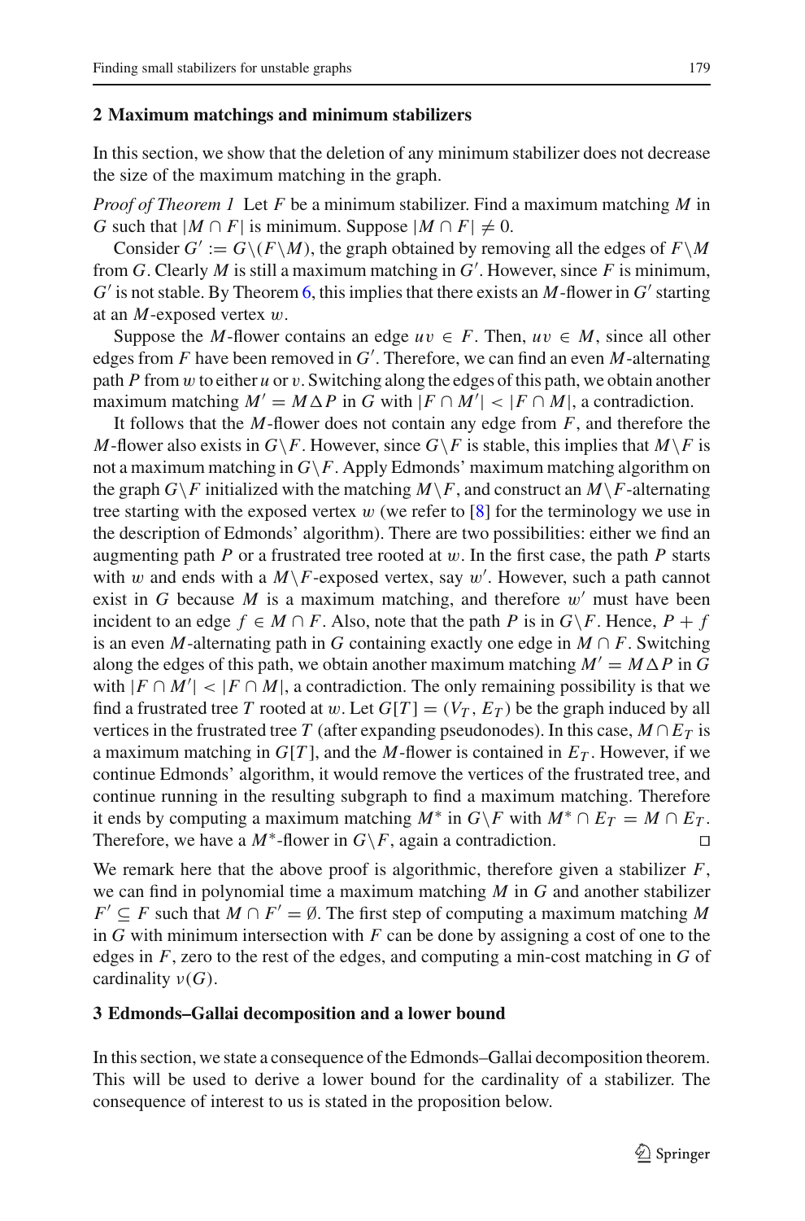## 2 Maximum matchings and minimum stabilizers

In this section, we show that the deletion of any minimum stabilizer does not decrease the size of the maximum matching in the graph.

*Proof of Theorem 1* Let $F$ be a minimum stabilizer. Find a maximum matching $M$ in $G$ such that $|M \cap F|$ is minimum. Suppose $|M \cap F| \neq 0$.

Consider $G' := G \backslash (F \backslash M)$, the graph obtained by removing all the edges of $F \backslash M$ from $G$. Clearly $M$ is still a maximum matching in $G'$. However, since $F$ is minimum, $G'$ is not stable. By Theorem 6, this implies that there exists an $M$-flower in $G'$ starting at an $M$-exposed vertex $w$.

Suppose the $M$-flower contains an edge $uv \in F$. Then, $uv \in M$, since all other edges from $F$ have been removed in $G'$. Therefore, we can find an even $M$-alternating path $P$ from $w$ to either $u$ or $v$. Switching along the edges of this path, we obtain another maximum matching $M' = M \Delta P$ in $G$ with $|F \cap M'| < |F \cap M|$, a contradiction.

It follows that the $M$-flower does not contain any edge from $F$, and therefore the $M$-flower also exists in $G \backslash F$. However, since $G \backslash F$ is stable, this implies that $M \backslash F$ is not a maximum matching in $G \backslash F$. Apply Edmonds' maximum matching algorithm on the graph $G \backslash F$ initialized with the matching $M \backslash F$, and construct an $M \backslash F$-alternating tree starting with the exposed vertex $w$ (we refer to [8] for the terminology we use in the description of Edmonds' algorithm). There are two possibilities: either we find an augmenting path $P$ or a frustrated tree rooted at $w$. In the first case, the path $P$ starts with $w$ and ends with a $M \backslash F$-exposed vertex, say $w'$. However, such a path cannot exist in $G$ because $M$ is a maximum matching, and therefore $w'$ must have been incident to an edge $f \in M \cap F$. Also, note that the path $P$ is in $G \backslash F$. Hence, $P + f$ is an even $M$-alternating path in $G$ containing exactly one edge in $M \cap F$. Switching along the edges of this path, we obtain another maximum matching $M' = M \Delta P$ in $G$ with $|F \cap M'| < |F \cap M|$, a contradiction. The only remaining possibility is that we find a frustrated tree $T$ rooted at $w$. Let $G[T] = (V_T, E_T)$ be the graph induced by all vertices in the frustrated tree $T$ (after expanding pseudonodes). In this case, $M \cap E_T$ is a maximum matching in $G[T]$, and the $M$-flower is contained in $E_T$. However, if we continue Edmonds' algorithm, it would remove the vertices of the frustrated tree, and continue running in the resulting subgraph to find a maximum matching. Therefore it ends by computing a maximum matching $M^*$ in $G \backslash F$ with $M^* \cap E_T = M \cap E_T$. Therefore, we have a $M^*$-flower in $G \backslash F$, again a contradiction. ◻

We remark here that the above proof is algorithmic, therefore given a stabilizer $F$, we can find in polynomial time a maximum matching $M$ in $G$ and another stabilizer $F' \subseteq F$ such that $M \cap F' = \emptyset$. The first step of computing a maximum matching $M$ in $G$ with minimum intersection with $F$ can be done by assigning a cost of one to the edges in $F$, zero to the rest of the edges, and computing a min-cost matching in $G$ of cardinality $\nu(G)$.

## 3 Edmonds–Gallai decomposition and a lower bound

In this section, we state a consequence of the Edmonds–Gallai decomposition theorem. This will be used to derive a lower bound for the cardinality of a stabilizer. The consequence of interest to us is stated in the proposition below.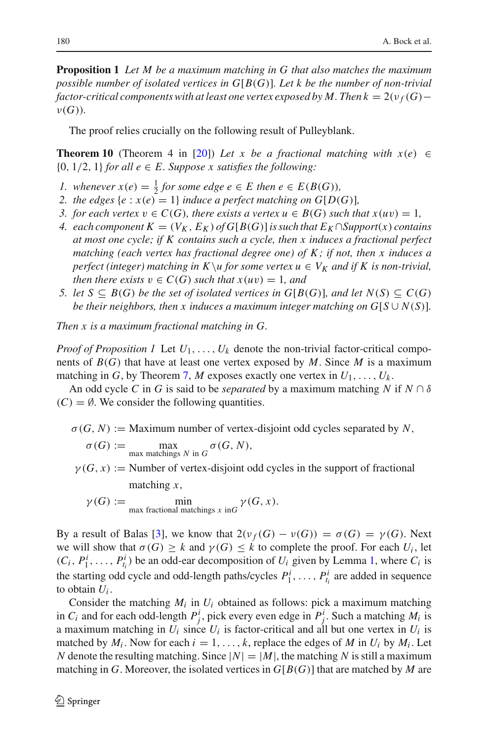**Proposition 1** *Let $M$ be a maximum matching in $G$ that also matches the maximum possible number of isolated vertices in $G[B(G)]$. Let $k$ be the number of non-trivial factor-critical components with at least one vertex exposed by $M$. Then $k = 2(\nu_f(G) - \nu(G))$.*

The proof relies crucially on the following result of Pulleyblank.

**Theorem 10** (Theorem 4 in [20]) *Let $x$ be a fractional matching with $x(e) \in \{0, 1/2, 1\}$ for all $e \in E$. Suppose $x$ satisfies the following:*

1. *whenever $x(e) = \frac{1}{2}$ for some edge $e \in E$ then $e \in E(B(G))$,*
2. *the edges $\{e : x(e) = 1\}$ induce a perfect matching on $G[D(G)]$,*
3. *for each vertex $v \in C(G)$, there exists a vertex $u \in B(G)$ such that $x(uv) = 1$,*
4. *each component $K = (V_K, E_K)$ of $G[B(G)]$ is such that $E_K \cap Support(x)$ contains at most one cycle; if $K$ contains such a cycle, then $x$ induces a fractional perfect matching (each vertex has fractional degree one) of $K$; if not, then $x$ induces a perfect (integer) matching in $K \backslash u$ for some vertex $u \in V_K$ and if $K$ is non-trivial, then there exists $v \in C(G)$ such that $x(uv) = 1$, and*
5. *let $S \subseteq B(G)$ be the set of isolated vertices in $G[B(G)]$, and let $N(S) \subseteq C(G)$ be their neighbors, then $x$ induces a maximum integer matching on $G[S \cup N(S)]$.*

*Then $x$ is a maximum fractional matching in $G$.*

*Proof of Proposition 1* Let $U_1, \ldots, U_k$ denote the non-trivial factor-critical components of $B(G)$ that have at least one vertex exposed by $M$. Since $M$ is a maximum matching in $G$, by Theorem 7, $M$ exposes exactly one vertex in $U_1, \ldots, U_k$.

An odd cycle $C$ in $G$ is said to be *separated* by a maximum matching $N$ if $N \cap \delta(C) = \emptyset$. We consider the following quantities.

$$\sigma(G, N) := \text{Maximum number of vertex-disjoint odd cycles separated by } N,$$

$$\sigma(G) := \max_{\text{max matchings } N \text{ in } G} \sigma(G, N),$$

$$\gamma(G, x) := \text{Number of vertex-disjoint odd cycles in the support of fractional matching } x,$$

$$\gamma(G) := \min_{\text{max fractional matchings } x \text{ in} G} \gamma(G, x).$$

By a result of Balas [3], we know that $2(\nu_f(G) - \nu(G)) = \sigma(G) = \gamma(G)$. Next we will show that $\sigma(G) \geq k$ and $\gamma(G) \leq k$ to complete the proof. For each $U_i$, let $(C_i, P_1^i, \ldots, P_{t_i}^i)$ be an odd-ear decomposition of $U_i$ given by Lemma 1, where $C_i$ is the starting odd cycle and odd-length paths/cycles $P_1^i, \ldots, P_{t_i}^i$ are added in sequence to obtain $U_i$.

Consider the matching $M_i$ in $U_i$ obtained as follows: pick a maximum matching in $C_i$ and for each odd-length $P_j^i$, pick every even edge in $P_j^i$. Such a matching $M_i$ is a maximum matching in $U_i$ since $U_i$ is factor-critical and all but one vertex in $U_i$ is matched by $M_i$. Now for each $i = 1, \ldots, k$, replace the edges of $M$ in $U_i$ by $M_i$. Let $N$ denote the resulting matching. Since $|N| = |M|$, the matching $N$ is still a maximum matching in $G$. Moreover, the isolated vertices in $G[B(G)]$ that are matched by $M$ are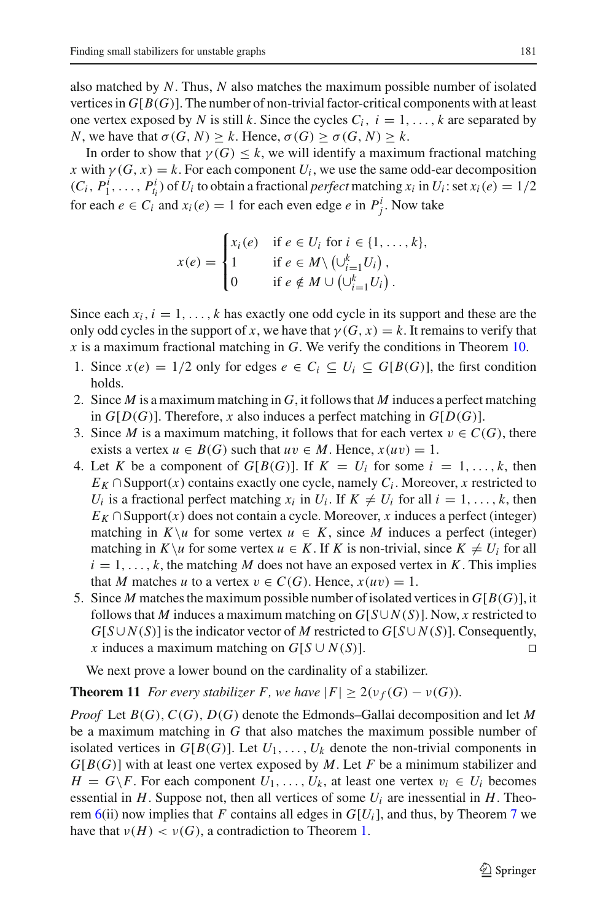also matched by $N$. Thus, $N$ also matches the maximum possible number of isolated vertices in $G[B(G)]$. The number of non-trivial factor-critical components with at least one vertex exposed by $N$ is still $k$. Since the cycles $C_i$, $i = 1, \ldots, k$ are separated by $N$, we have that $\sigma(G, N) \geq k$. Hence, $\sigma(G) \geq \sigma(G, N) \geq k$.

In order to show that $\gamma(G) \leq k$, we will identify a maximum fractional matching $x$ with $\gamma(G, x) = k$. For each component $U_i$, we use the same odd-ear decomposition $(C_i, P_1^i, \ldots, P_{t_i}^i)$ of $U_i$ to obtain a fractional *perfect* matching $x_i$ in $U_i$: set $x_i(e) = 1/2$ for each $e \in C_i$ and $x_i(e) = 1$ for each even edge $e$ in $P_j^i$. Now take

$$x(e) = \begin{cases} x_i(e) & \text{if } e \in U_i \text{ for } i \in \{1, \ldots, k\}, \\ 1 & \text{if } e \in M \setminus \left(\cup_{i=1}^k U_i\right), \\ 0 & \text{if } e \notin M \cup \left(\cup_{i=1}^k U_i\right). \end{cases}$$

Since each $x_i$, $i = 1, \ldots, k$ has exactly one odd cycle in its support and these are the only odd cycles in the support of $x$, we have that $\gamma(G, x) = k$. It remains to verify that $x$ is a maximum fractional matching in $G$. We verify the conditions in Theorem 10.

1. Since $x(e) = 1/2$ only for edges $e \in C_i \subseteq U_i \subseteq G[B(G)]$, the first condition holds.
2. Since $M$ is a maximum matching in $G$, it follows that $M$ induces a perfect matching in $G[D(G)]$. Therefore, $x$ also induces a perfect matching in $G[D(G)]$.
3. Since $M$ is a maximum matching, it follows that for each vertex $v \in C(G)$, there exists a vertex $u \in B(G)$ such that $uv \in M$. Hence, $x(uv) = 1$.
4. Let $K$ be a component of $G[B(G)]$. If $K = U_i$ for some $i = 1, \ldots, k$, then $E_K \cap \text{Support}(x)$ contains exactly one cycle, namely $C_i$. Moreover, $x$ restricted to $U_i$ is a fractional perfect matching $x_i$ in $U_i$. If $K \neq U_i$ for all $i = 1, \ldots, k$, then $E_K \cap \text{Support}(x)$ does not contain a cycle. Moreover, $x$ induces a perfect (integer) matching in $K \setminus u$ for some vertex $u \in K$, since $M$ induces a perfect (integer) matching in $K \setminus u$ for some vertex $u \in K$. If $K$ is non-trivial, since $K \neq U_i$ for all $i = 1, \ldots, k$, the matching $M$ does not have an exposed vertex in $K$. This implies that $M$ matches $u$ to a vertex $v \in C(G)$. Hence, $x(uv) = 1$.
5. Since $M$ matches the maximum possible number of isolated vertices in $G[B(G)]$, it follows that $M$ induces a maximum matching on $G[S \cup N(S)]$. Now, $x$ restricted to $G[S \cup N(S)]$ is the indicator vector of $M$ restricted to $G[S \cup N(S)]$. Consequently, $x$ induces a maximum matching on $G[S \cup N(S)]$. □

We next prove a lower bound on the cardinality of a stabilizer.

**Theorem 11** *For every stabilizer $F$, we have $|F| \geq 2(\nu_f(G) - \nu(G))$.*

*Proof* Let $B(G)$, $C(G)$, $D(G)$ denote the Edmonds–Gallai decomposition and let $M$ be a maximum matching in $G$ that also matches the maximum possible number of isolated vertices in $G[B(G)]$. Let $U_1, \ldots, U_k$ denote the non-trivial components in $G[B(G)]$ with at least one vertex exposed by $M$. Let $F$ be a minimum stabilizer and $H = G \setminus F$. For each component $U_1, \ldots, U_k$, at least one vertex $v_i \in U_i$ becomes essential in $H$. Suppose not, then all vertices of some $U_i$ are inessential in $H$. Theorem 6(ii) now implies that $F$ contains all edges in $G[U_i]$, and thus, by Theorem 7 we have that $\nu(H) < \nu(G)$, a contradiction to Theorem 1.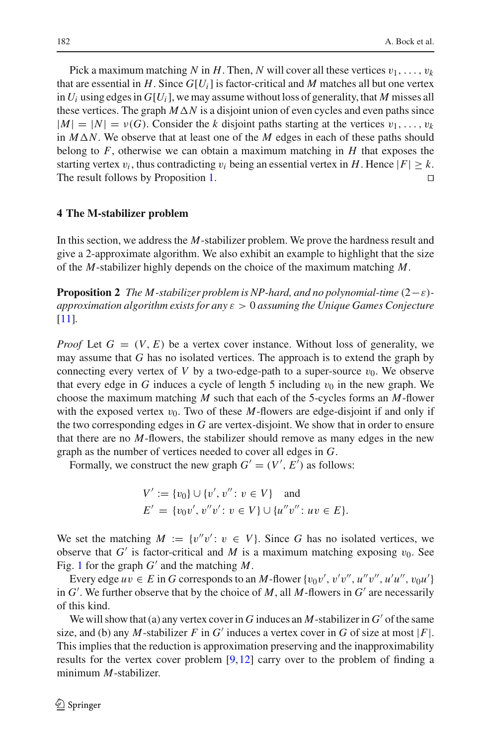Pick a maximum matching $N$ in $H$. Then, $N$ will cover all these vertices $v_1, \ldots, v_k$ that are essential in $H$. Since $G[U_i]$ is factor-critical and $M$ matches all but one vertex in $U_i$ using edges in $G[U_i]$, we may assume without loss of generality, that $M$ misses all these vertices. The graph $M \Delta N$ is a disjoint union of even cycles and even paths since $|M| = |N| = \nu(G)$. Consider the $k$ disjoint paths starting at the vertices $v_1, \ldots, v_k$ in $M \Delta N$. We observe that at least one of the $M$ edges in each of these paths should belong to $F$, otherwise we can obtain a maximum matching in $H$ that exposes the starting vertex $v_i$, thus contradicting $v_i$ being an essential vertex in $H$. Hence $|F| \geq k$. The result follows by Proposition 1. □

## 4 The M-stabilizer problem

In this section, we address the $M$-stabilizer problem. We prove the hardness result and give a 2-approximate algorithm. We also exhibit an example to highlight that the size of the $M$-stabilizer highly depends on the choice of the maximum matching $M$.

**Proposition 2** *The $M$-stabilizer problem is NP-hard, and no polynomial-time $(2-\varepsilon)$-approximation algorithm exists for any $\varepsilon > 0$ assuming the Unique Games Conjecture* [11].

*Proof* Let $G = (V, E)$ be a vertex cover instance. Without loss of generality, we may assume that $G$ has no isolated vertices. The approach is to extend the graph by connecting every vertex of $V$ by a two-edge-path to a super-source $v_0$. We observe that every edge in $G$ induces a cycle of length 5 including $v_0$ in the new graph. We choose the maximum matching $M$ such that each of the 5-cycles forms an $M$-flower with the exposed vertex $v_0$. Two of these $M$-flowers are edge-disjoint if and only if the two corresponding edges in $G$ are vertex-disjoint. We show that in order to ensure that there are no $M$-flowers, the stabilizer should remove as many edges in the new graph as the number of vertices needed to cover all edges in $G$.

Formally, we construct the new graph $G' = (V', E')$ as follows:

$$V' := \{v_0\} \cup \{v', v'' : v \in V\} \quad \text{and}$$
$$E' = \{v_0 v', v'' v' : v \in V\} \cup \{u'' v'' : uv \in E\}.$$

We set the matching $M := \{v'' v' : v \in V\}$. Since $G$ has no isolated vertices, we observe that $G'$ is factor-critical and $M$ is a maximum matching exposing $v_0$. See Fig. 1 for the graph $G'$ and the matching $M$.

Every edge $uv \in E$ in $G$ corresponds to an $M$-flower $\{v_0 v', v' v'', u'' v'', u' u'', v_0 u'\}$ in $G'$. We further observe that by the choice of $M$, all $M$-flowers in $G'$ are necessarily of this kind.

We will show that (a) any vertex cover in $G$ induces an $M$-stabilizer in $G'$ of the same size, and (b) any $M$-stabilizer $F$ in $G'$ induces a vertex cover in $G$ of size at most $|F|$. This implies that the reduction is approximation preserving and the inapproximability results for the vertex cover problem [9,12] carry over to the problem of finding a minimum $M$-stabilizer.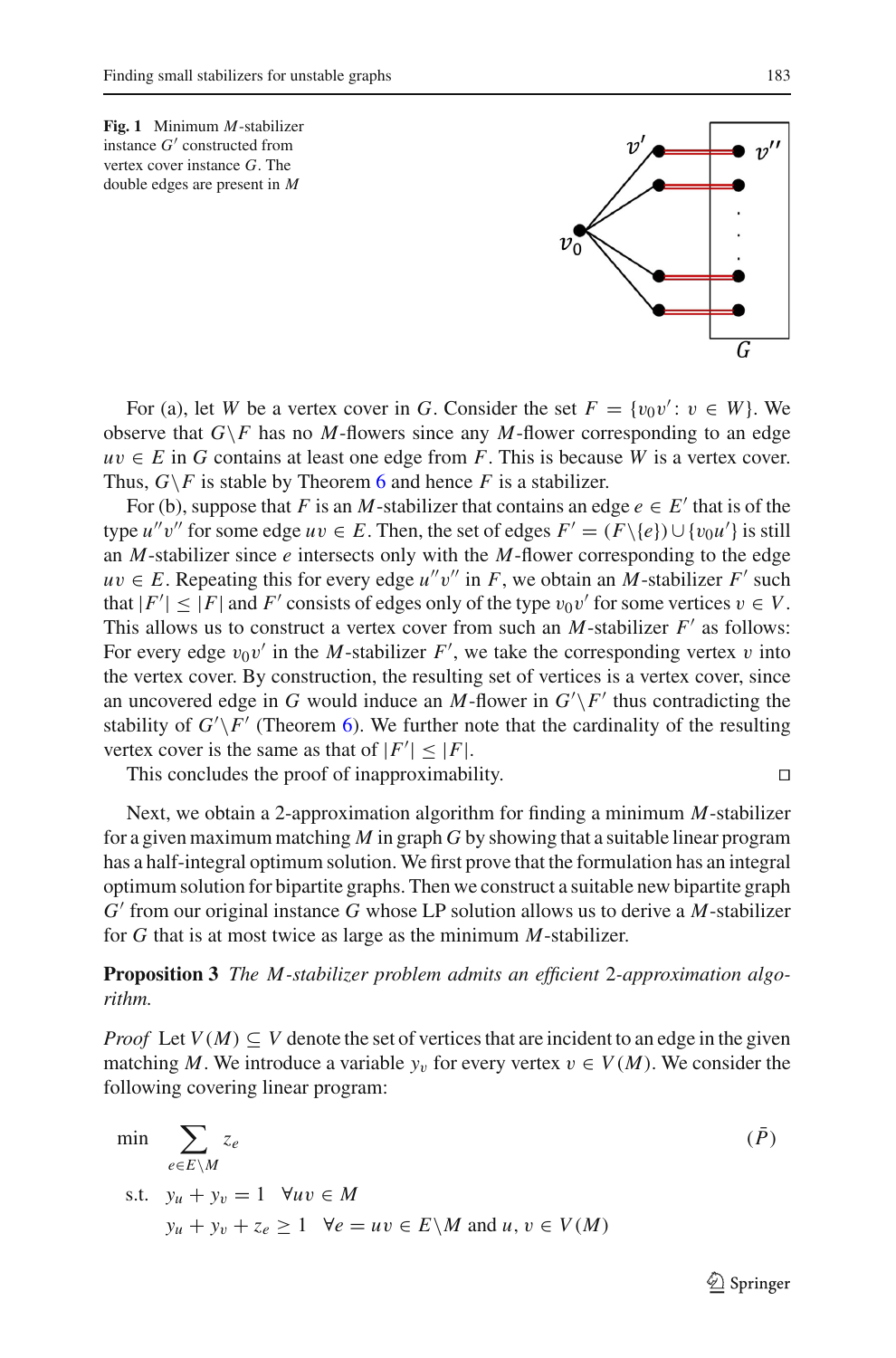**Fig. 1** Minimum $M$-stabilizer instance $G'$ constructed from vertex cover instance $G$. The double edges are present in $M$

For (a), let $W$ be a vertex cover in $G$. Consider the set $F = \{v_0 v' : v \in W\}$. We observe that $G \backslash F$ has no $M$-flowers since any $M$-flower corresponding to an edge $uv \in E$ in $G$ contains at least one edge from $F$. This is because $W$ is a vertex cover. Thus, $G \backslash F$ is stable by Theorem 6 and hence $F$ is a stabilizer.

For (b), suppose that $F$ is an $M$-stabilizer that contains an edge $e \in E'$ that is of the type $u''v''$ for some edge $uv \in E$. Then, the set of edges $F' = (F \backslash \{e\}) \cup \{v_0 u'\}$ is still an $M$-stabilizer since $e$ intersects only with the $M$-flower corresponding to the edge $uv \in E$. Repeating this for every edge $u''v''$ in $F$, we obtain an $M$-stabilizer $F'$ such that $|F'| \leq |F|$ and $F'$ consists of edges only of the type $v_0 v'$ for some vertices $v \in V$. This allows us to construct a vertex cover from such an $M$-stabilizer $F'$ as follows: For every edge $v_0 v'$ in the $M$-stabilizer $F'$, we take the corresponding vertex $v$ into the vertex cover. By construction, the resulting set of vertices is a vertex cover, since an uncovered edge in $G$ would induce an $M$-flower in $G' \backslash F'$ thus contradicting the stability of $G' \backslash F'$ (Theorem 6). We further note that the cardinality of the resulting vertex cover is the same as that of $|F'| \leq |F|$.

This concludes the proof of inapproximability. □

Next, we obtain a 2-approximation algorithm for finding a minimum $M$-stabilizer for a given maximum matching $M$ in graph $G$ by showing that a suitable linear program has a half-integral optimum solution. We first prove that the formulation has an integral optimum solution for bipartite graphs. Then we construct a suitable new bipartite graph $G'$ from our original instance $G$ whose LP solution allows us to derive a $M$-stabilizer for $G$ that is at most twice as large as the minimum $M$-stabilizer.

**Proposition 3** *The $M$-stabilizer problem admits an efficient 2-approximation algorithm.*

*Proof* Let $V(M) \subseteq V$ denote the set of vertices that are incident to an edge in the given matching $M$. We introduce a variable $y_v$ for every vertex $v \in V(M)$. We consider the following covering linear program:

$$
\begin{aligned}
\min \quad & \sum_{e \in E \backslash M} z_e && (\bar{P}) \\
\text{s.t.} \quad & y_u + y_v = 1 \quad \forall uv \in M \\
& y_u + y_v + z_e \geq 1 \quad \forall e = uv \in E \backslash M \text{ and } u, v \in V(M)
\end{aligned}
$$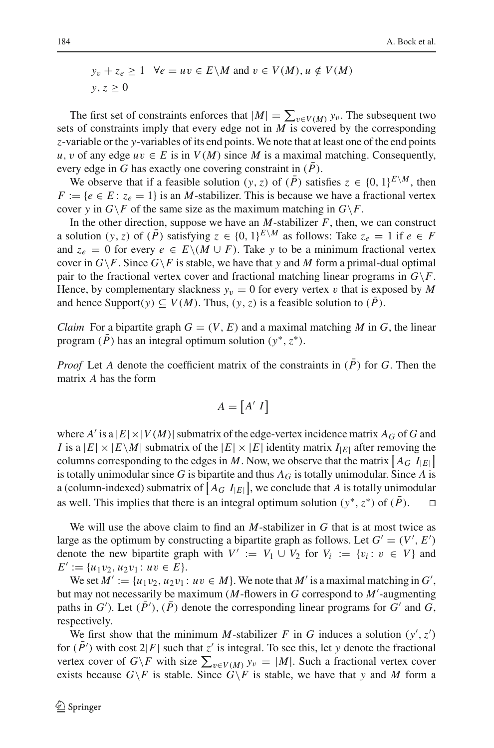$$y_v + z_e \geq 1 \quad \forall e = uv \in E \backslash M \text{ and } v \in V(M), u \notin V(M)$$
$$y, z \geq 0$$

The first set of constraints enforces that $|M| = \sum_{v \in V(M)} y_v$. The subsequent two sets of constraints imply that every edge not in $M$ is covered by the corresponding $z$-variable or the $y$-variables of its end points. We note that at least one of the end points $u, v$ of any edge $uv \in E$ is in $V(M)$ since $M$ is a maximal matching. Consequently, every edge in $G$ has exactly one covering constraint in $(\bar{P})$.

We observe that if a feasible solution $(y, z)$ of $(\bar{P})$ satisfies $z \in \{0, 1\}^{E \backslash M}$, then $F := \{e \in E : z_e = 1\}$ is an $M$-stabilizer. This is because we have a fractional vertex cover $y$ in $G \backslash F$ of the same size as the maximum matching in $G \backslash F$.

In the other direction, suppose we have an $M$-stabilizer $F$, then, we can construct a solution $(y, z)$ of $(\bar{P})$ satisfying $z \in \{0, 1\}^{E \backslash M}$ as follows: Take $z_e = 1$ if $e \in F$ and $z_e = 0$ for every $e \in E \backslash (M \cup F)$. Take $y$ to be a minimum fractional vertex cover in $G \backslash F$. Since $G \backslash F$ is stable, we have that $y$ and $M$ form a primal-dual optimal pair to the fractional vertex cover and fractional matching linear programs in $G \backslash F$. Hence, by complementary slackness $y_v = 0$ for every vertex $v$ that is exposed by $M$ and hence Support$(y) \subseteq V(M)$. Thus, $(y, z)$ is a feasible solution to $(\bar{P})$.

*Claim* For a bipartite graph $G = (V, E)$ and a maximal matching $M$ in $G$, the linear program $(\bar{P})$ has an integral optimum solution $(y^*, z^*)$.

*Proof* Let $A$ denote the coefficient matrix of the constraints in $(\bar{P})$ for $G$. Then the matrix $A$ has the form

$$A = \begin{bmatrix} A' & I \end{bmatrix}$$

where $A'$ is a $|E| \times |V(M)|$ submatrix of the edge-vertex incidence matrix $A_G$ of $G$ and $I$ is a $|E| \times |E \backslash M|$ submatrix of the $|E| \times |E|$ identity matrix $I_{|E|}$ after removing the columns corresponding to the edges in $M$. Now, we observe that the matrix $\begin{bmatrix} A_G & I_{|E|} \end{bmatrix}$ is totally unimodular since $G$ is bipartite and thus $A_G$ is totally unimodular. Since $A$ is a (column-indexed) submatrix of $\begin{bmatrix} A_G & I_{|E|} \end{bmatrix}$, we conclude that $A$ is totally unimodular as well. This implies that there is an integral optimum solution $(y^*, z^*)$ of $(\bar{P})$. □

We will use the above claim to find an $M$-stabilizer in $G$ that is at most twice as large as the optimum by constructing a bipartite graph as follows. Let $G' = (V', E')$ denote the new bipartite graph with $V' := V_1 \cup V_2$ for $V_i := \{v_i : v \in V\}$ and $E' := \{u_1 v_2, u_2 v_1 : uv \in E\}$.

We set $M' := \{u_1 v_2, u_2 v_1 : uv \in M\}$. We note that $M'$ is a maximal matching in $G'$, but may not necessarily be maximum ($M$-flowers in $G$ correspond to $M'$-augmenting paths in $G'$). Let $(\bar{P}')$, $(\bar{P})$ denote the corresponding linear programs for $G'$ and $G$, respectively.

We first show that the minimum $M$-stabilizer $F$ in $G$ induces a solution $(y', z')$ for $(\bar{P}')$ with cost $2|F|$ such that $z'$ is integral. To see this, let $y$ denote the fractional vertex cover of $G \backslash F$ with size $\sum_{v \in V(M)} y_v = |M|$. Such a fractional vertex cover exists because $G \backslash F$ is stable. Since $G \backslash F$ is stable, we have that $y$ and $M$ form a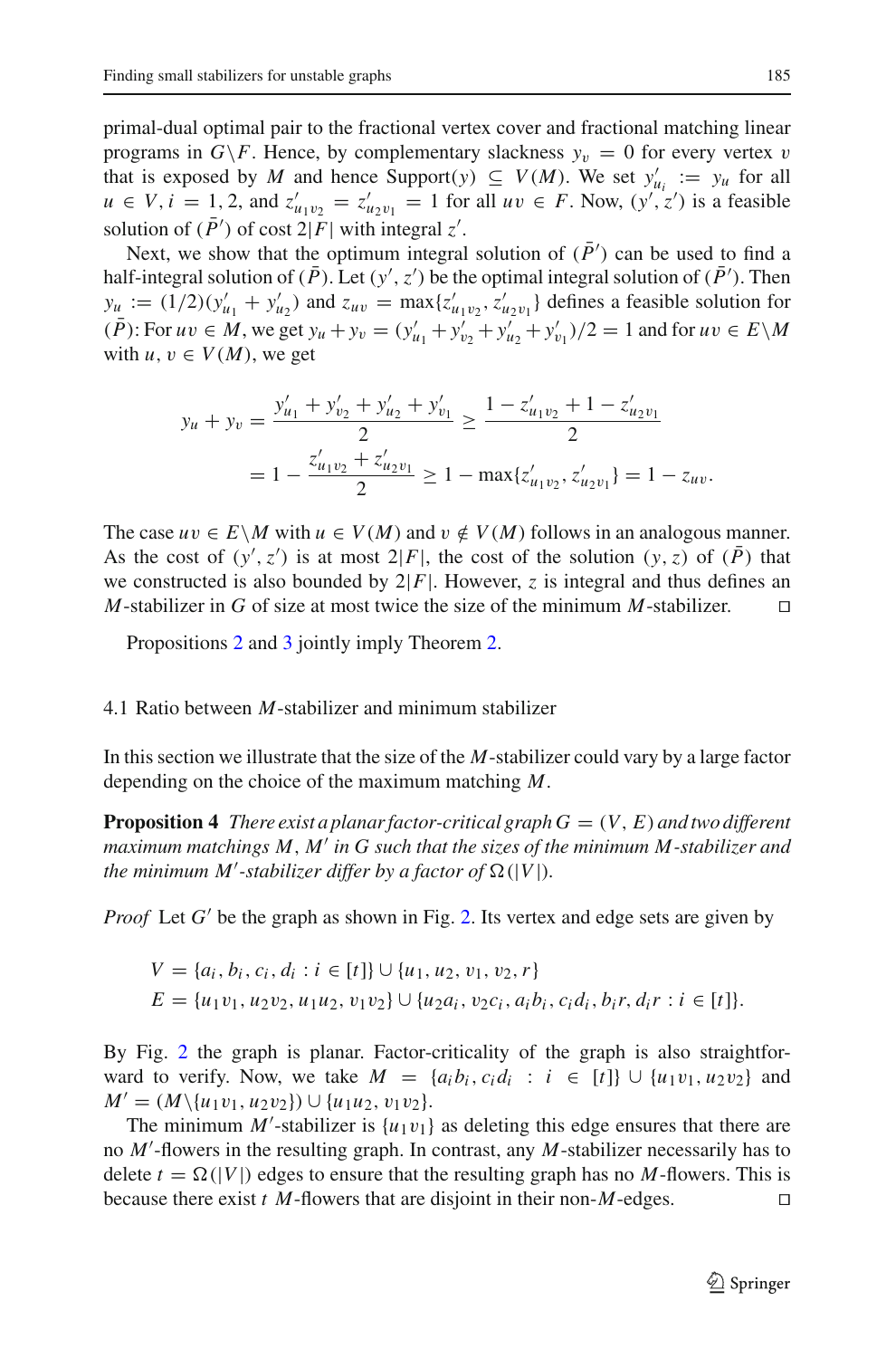primal-dual optimal pair to the fractional vertex cover and fractional matching linear programs in $G \backslash F$. Hence, by complementary slackness $y_v = 0$ for every vertex $v$ that is exposed by $M$ and hence Support$(y) \subseteq V(M)$. We set $y'_{u_i} := y_u$ for all $u \in V, i = 1, 2$, and $z'_{u_1 v_2} = z'_{u_2 v_1} = 1$ for all $uv \in F$. Now, $(y', z')$ is a feasible solution of $(\bar{P}')$ of cost $2|F|$ with integral $z'$.

Next, we show that the optimum integral solution of $(\bar{P}')$ can be used to find a half-integral solution of $(\bar{P})$. Let $(y', z')$ be the optimal integral solution of $(\bar{P}')$. Then $y_u := (1/2)(y'_{u_1} + y'_{u_2})$ and $z_{uv} = \max\{z'_{u_1 v_2}, z'_{u_2 v_1}\}$ defines a feasible solution for $(\bar{P})$: For $uv \in M$, we get $y_u + y_v = (y'_{u_1} + y'_{v_2} + y'_{u_2} + y'_{v_1})/2 = 1$ and for $uv \in E \backslash M$ with $u, v \in V(M)$, we get

$$
\begin{aligned}
y_u + y_v &= \frac{y'_{u_1} + y'_{v_2} + y'_{u_2} + y'_{v_1}}{2} \geq \frac{1 - z'_{u_1 v_2} + 1 - z'_{u_2 v_1}}{2} \\
&= 1 - \frac{z'_{u_1 v_2} + z'_{u_2 v_1}}{2} \geq 1 - \max\{z'_{u_1 v_2}, z'_{u_2 v_1}\} = 1 - z_{uv}.
\end{aligned}
$$

The case $uv \in E \backslash M$ with $u \in V(M)$ and $v \notin V(M)$ follows in an analogous manner. As the cost of $(y', z')$ is at most $2|F|$, the cost of the solution $(y, z)$ of $(\bar{P})$ that we constructed is also bounded by $2|F|$. However, $z$ is integral and thus defines an $M$-stabilizer in $G$ of size at most twice the size of the minimum $M$-stabilizer. □

Propositions 2 and 3 jointly imply Theorem 2.

### 4.1 Ratio between $M$-stabilizer and minimum stabilizer

In this section we illustrate that the size of the $M$-stabilizer could vary by a large factor depending on the choice of the maximum matching $M$.

**Proposition 4** *There exist a planar factor-critical graph $G = (V, E)$ and two different maximum matchings $M$, $M'$ in $G$ such that the sizes of the minimum $M$-stabilizer and the minimum $M'$-stabilizer differ by a factor of $\Omega(|V|)$.*

*Proof* Let $G'$ be the graph as shown in Fig. 2. Its vertex and edge sets are given by

$$
\begin{aligned}
V &= \{a_i, b_i, c_i, d_i : i \in [t]\} \cup \{u_1, u_2, v_1, v_2, r\} \\
E &= \{u_1 v_1, u_2 v_2, u_1 u_2, v_1 v_2\} \cup \{u_2 a_i, v_2 c_i, a_i b_i, c_i d_i, b_i r, d_i r : i \in [t]\}.
\end{aligned}
$$

By Fig. 2 the graph is planar. Factor-criticality of the graph is also straightforward to verify. Now, we take $M = \{a_i b_i, c_i d_i : i \in [t]\} \cup \{u_1 v_1, u_2 v_2\}$ and $M' = (M \backslash \{u_1 v_1, u_2 v_2\}) \cup \{u_1 u_2, v_1 v_2\}$.

The minimum $M'$-stabilizer is $\{u_1 v_1\}$ as deleting this edge ensures that there are no $M'$-flowers in the resulting graph. In contrast, any $M$-stabilizer necessarily has to delete $t = \Omega(|V|)$ edges to ensure that the resulting graph has no $M$-flowers. This is because there exist $t$ $M$-flowers that are disjoint in their non-$M$-edges. □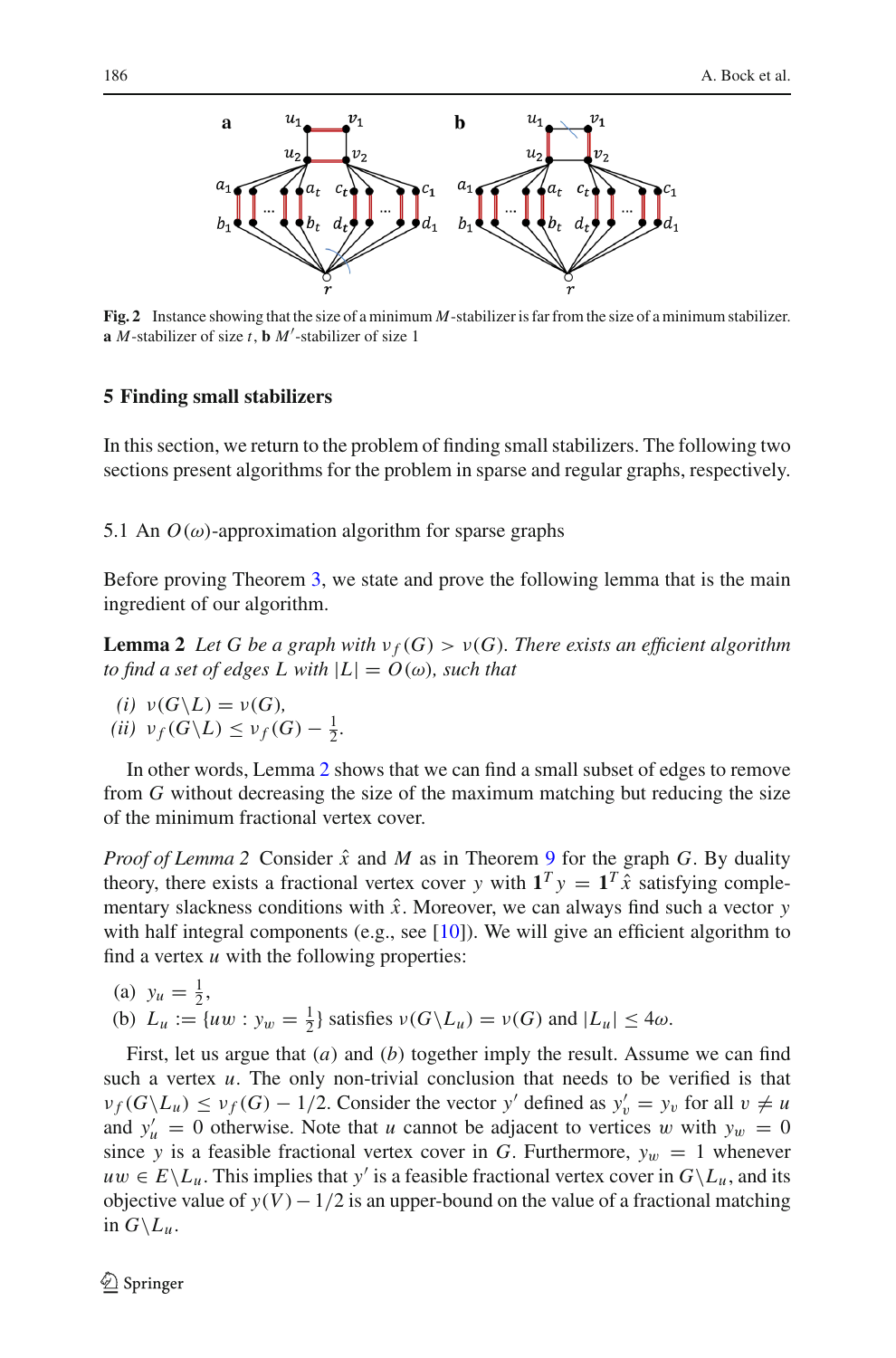**Fig. 2** Instance showing that the size of a minimum $M$-stabilizer is far from the size of a minimum stabilizer. **a** $M$-stabilizer of size $t$, **b** $M'$-stabilizer of size 1

## 5 Finding small stabilizers

In this section, we return to the problem of finding small stabilizers. The following two sections present algorithms for the problem in sparse and regular graphs, respectively.

### 5.1 An $O(\omega)$-approximation algorithm for sparse graphs

Before proving Theorem 3, we state and prove the following lemma that is the main ingredient of our algorithm.

**Lemma 2** *Let $G$ be a graph with $\nu_f(G) > \nu(G)$. There exists an efficient algorithm to find a set of edges $L$ with $|L| = O(\omega)$, such that*

*(i)* $\nu(G\backslash L) = \nu(G)$,
*(ii)* $\nu_f(G\backslash L) \leq \nu_f(G) - \frac{1}{2}$.

In other words, Lemma 2 shows that we can find a small subset of edges to remove from $G$ without decreasing the size of the maximum matching but reducing the size of the minimum fractional vertex cover.

*Proof of Lemma 2* Consider $\hat{x}$ and $M$ as in Theorem 9 for the graph $G$. By duality theory, there exists a fractional vertex cover $y$ with $\mathbf{1}^T y = \mathbf{1}^T \hat{x}$ satisfying complementary slackness conditions with $\hat{x}$. Moreover, we can always find such a vector $y$ with half integral components (e.g., see [10]). We will give an efficient algorithm to find a vertex $u$ with the following properties:

(a) $y_u = \frac{1}{2}$,
(b) $L_u := \{uw : y_w = \frac{1}{2}\}$ satisfies $\nu(G\backslash L_u) = \nu(G)$ and $|L_u| \leq 4\omega$.

First, let us argue that $(a)$ and $(b)$ together imply the result. Assume we can find such a vertex $u$. The only non-trivial conclusion that needs to be verified is that $\nu_f(G\backslash L_u) \leq \nu_f(G) - 1/2$. Consider the vector $y'$ defined as $y'_v = y_v$ for all $v \neq u$ and $y'_u = 0$ otherwise. Note that $u$ cannot be adjacent to vertices $w$ with $y_w = 0$ since $y$ is a feasible fractional vertex cover in $G$. Furthermore, $y_w = 1$ whenever $uw \in E\backslash L_u$. This implies that $y'$ is a feasible fractional vertex cover in $G\backslash L_u$, and its objective value of $y(V) - 1/2$ is an upper-bound on the value of a fractional matching in $G\backslash L_u$.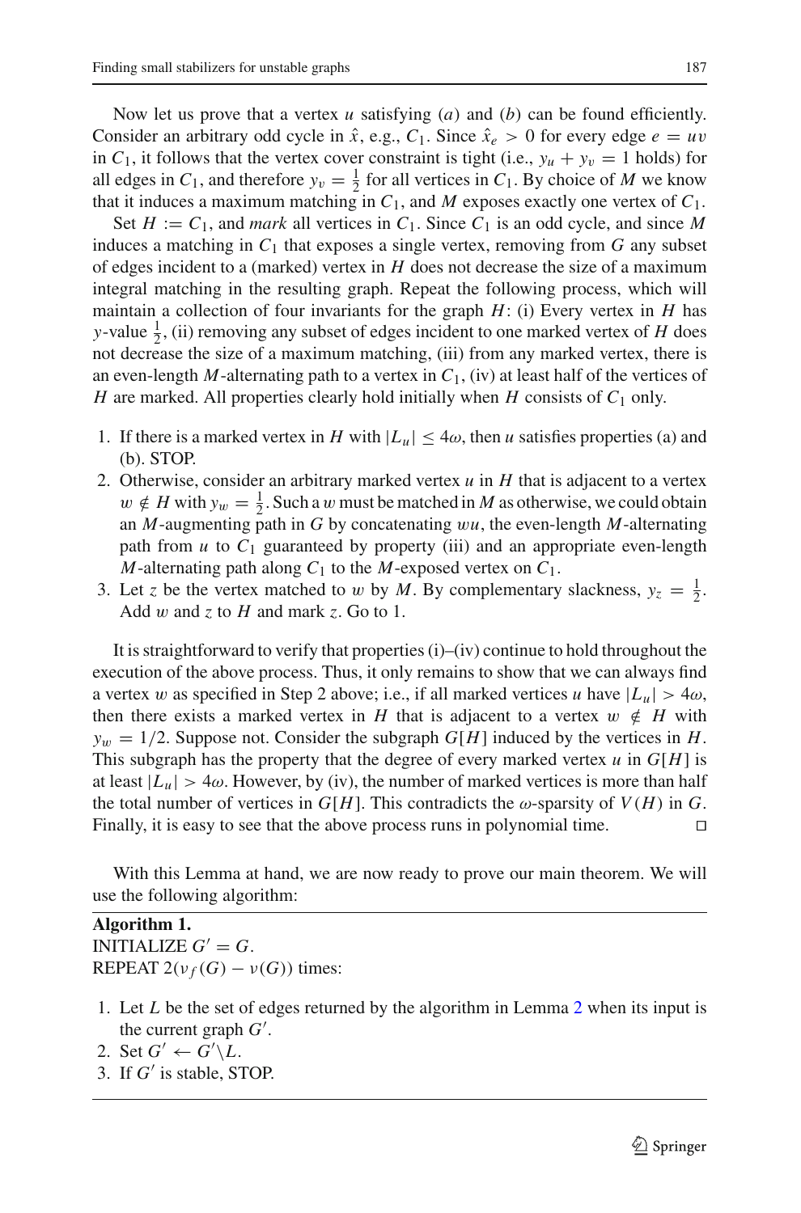Now let us prove that a vertex $u$ satisfying (*a*) and (*b*) can be found efficiently. Consider an arbitrary odd cycle in $\hat{x}$, e.g., $C_1$. Since $\hat{x}_e > 0$ for every edge $e = uv$ in $C_1$, it follows that the vertex cover constraint is tight (i.e., $y_u + y_v = 1$ holds) for all edges in $C_1$, and therefore $y_v = \frac{1}{2}$ for all vertices in $C_1$. By choice of $M$ we know that it induces a maximum matching in $C_1$, and $M$ exposes exactly one vertex of $C_1$.

Set $H := C_1$, and *mark* all vertices in $C_1$. Since $C_1$ is an odd cycle, and since $M$ induces a matching in $C_1$ that exposes a single vertex, removing from $G$ any subset of edges incident to a (marked) vertex in $H$ does not decrease the size of a maximum integral matching in the resulting graph. Repeat the following process, which will maintain a collection of four invariants for the graph $H$: (i) Every vertex in $H$ has $y$-value $\frac{1}{2}$, (ii) removing any subset of edges incident to one marked vertex of $H$ does not decrease the size of a maximum matching, (iii) from any marked vertex, there is an even-length $M$-alternating path to a vertex in $C_1$, (iv) at least half of the vertices of $H$ are marked. All properties clearly hold initially when $H$ consists of $C_1$ only.

1. If there is a marked vertex in $H$ with $|L_u| \leq 4\omega$, then $u$ satisfies properties (a) and (b). STOP.
2. Otherwise, consider an arbitrary marked vertex $u$ in $H$ that is adjacent to a vertex $w \notin H$ with $y_w = \frac{1}{2}$. Such a $w$ must be matched in $M$ as otherwise, we could obtain an $M$-augmenting path in $G$ by concatenating $wu$, the even-length $M$-alternating path from $u$ to $C_1$ guaranteed by property (iii) and an appropriate even-length $M$-alternating path along $C_1$ to the $M$-exposed vertex on $C_1$.
3. Let $z$ be the vertex matched to $w$ by $M$. By complementary slackness, $y_z = \frac{1}{2}$. Add $w$ and $z$ to $H$ and mark $z$. Go to 1.

It is straightforward to verify that properties (i)–(iv) continue to hold throughout the execution of the above process. Thus, it only remains to show that we can always find a vertex $w$ as specified in Step 2 above; i.e., if all marked vertices $u$ have $|L_u| > 4\omega$, then there exists a marked vertex in $H$ that is adjacent to a vertex $w \notin H$ with $y_w = 1/2$. Suppose not. Consider the subgraph $G[H]$ induced by the vertices in $H$. This subgraph has the property that the degree of every marked vertex $u$ in $G[H]$ is at least $|L_u| > 4\omega$. However, by (iv), the number of marked vertices is more than half the total number of vertices in $G[H]$. This contradicts the $\omega$-sparsity of $V(H)$ in $G$. Finally, it is easy to see that the above process runs in polynomial time. ◻

With this Lemma at hand, we are now ready to prove our main theorem. We will use the following algorithm:

**Algorithm 1.**
INITIALIZE $G' = G$.
REPEAT $2(\nu_f(G) - \nu(G))$ times:

1. Let $L$ be the set of edges returned by the algorithm in Lemma 2 when its input is the current graph $G'$.
2. Set $G' \leftarrow G' \setminus L$.
3. If $G'$ is stable, STOP.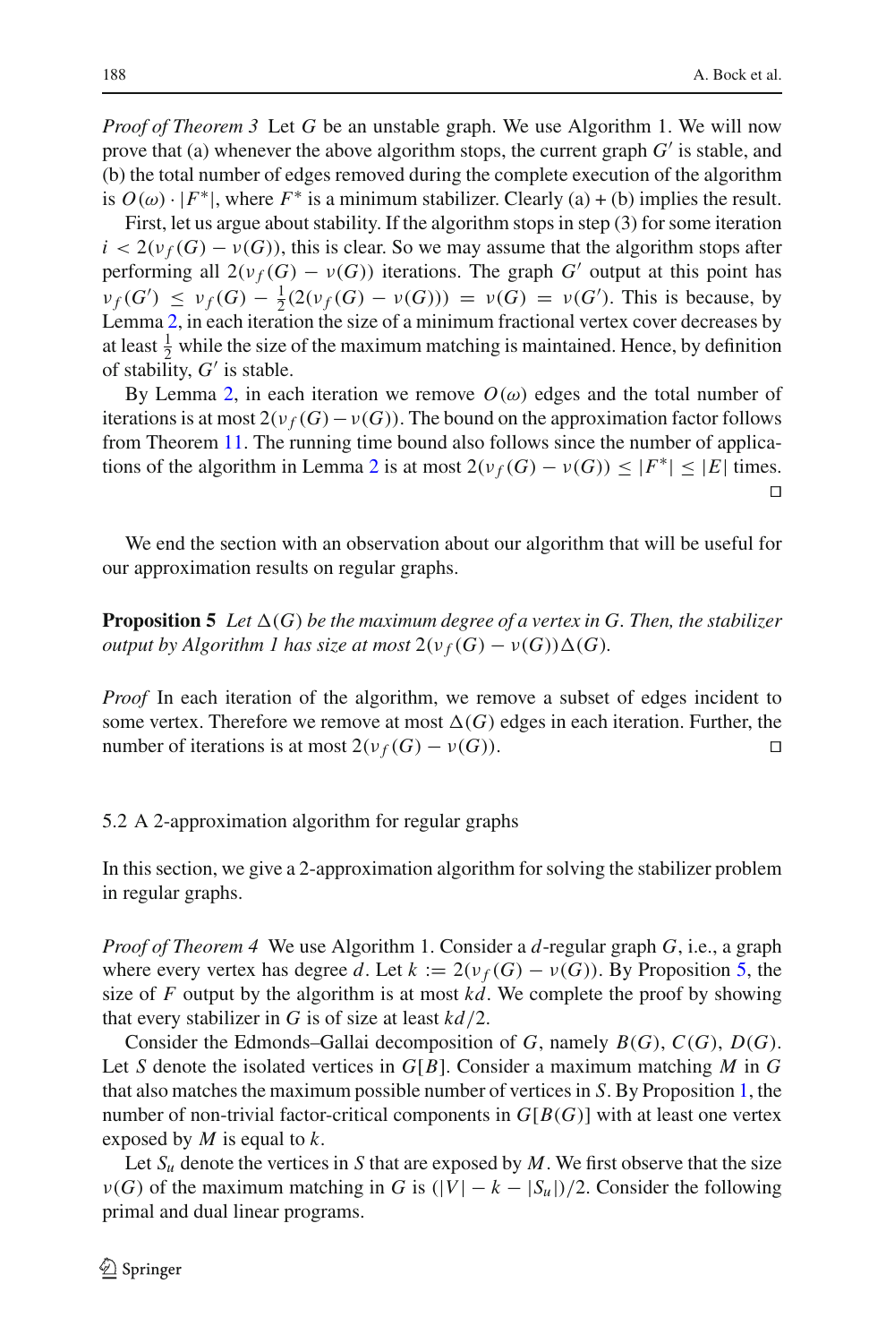*Proof of Theorem 3* Let $G$ be an unstable graph. We use Algorithm 1. We will now prove that (a) whenever the above algorithm stops, the current graph $G'$ is stable, and (b) the total number of edges removed during the complete execution of the algorithm is $O(\omega) \cdot |F^*|$, where $F^*$ is a minimum stabilizer. Clearly (a) + (b) implies the result.

First, let us argue about stability. If the algorithm stops in step (3) for some iteration $i < 2(\nu_f(G) - \nu(G))$, this is clear. So we may assume that the algorithm stops after performing all $2(\nu_f(G) - \nu(G))$ iterations. The graph $G'$ output at this point has $\nu_f(G') \leq \nu_f(G) - \frac{1}{2}(2(\nu_f(G) - \nu(G))) = \nu(G) = \nu(G')$. This is because, by Lemma 2, in each iteration the size of a minimum fractional vertex cover decreases by at least $\frac{1}{2}$ while the size of the maximum matching is maintained. Hence, by definition of stability, $G'$ is stable.

By Lemma 2, in each iteration we remove $O(\omega)$ edges and the total number of iterations is at most $2(\nu_f(G) - \nu(G))$. The bound on the approximation factor follows from Theorem 11. The running time bound also follows since the number of applications of the algorithm in Lemma 2 is at most $2(\nu_f(G) - \nu(G)) \leq |F^*| \leq |E|$ times. □

We end the section with an observation about our algorithm that will be useful for our approximation results on regular graphs.

**Proposition 5** *Let $\Delta(G)$ be the maximum degree of a vertex in $G$. Then, the stabilizer output by Algorithm 1 has size at most $2(\nu_f(G) - \nu(G))\Delta(G)$.*

*Proof* In each iteration of the algorithm, we remove a subset of edges incident to some vertex. Therefore we remove at most $\Delta(G)$ edges in each iteration. Further, the number of iterations is at most $2(\nu_f(G) - \nu(G))$. □

### 5.2 A 2-approximation algorithm for regular graphs

In this section, we give a 2-approximation algorithm for solving the stabilizer problem in regular graphs.

*Proof of Theorem 4* We use Algorithm 1. Consider a $d$-regular graph $G$, i.e., a graph where every vertex has degree $d$. Let $k := 2(\nu_f(G) - \nu(G))$. By Proposition 5, the size of $F$ output by the algorithm is at most $kd$. We complete the proof by showing that every stabilizer in $G$ is of size at least $kd/2$.

Consider the Edmonds–Gallai decomposition of $G$, namely $B(G)$, $C(G)$, $D(G)$. Let $S$ denote the isolated vertices in $G[B]$. Consider a maximum matching $M$ in $G$ that also matches the maximum possible number of vertices in $S$. By Proposition 1, the number of non-trivial factor-critical components in $G[B(G)]$ with at least one vertex exposed by $M$ is equal to $k$.

Let $S_u$ denote the vertices in $S$ that are exposed by $M$. We first observe that the size $\nu(G)$ of the maximum matching in $G$ is $(|V| - k - |S_u|)/2$. Consider the following primal and dual linear programs.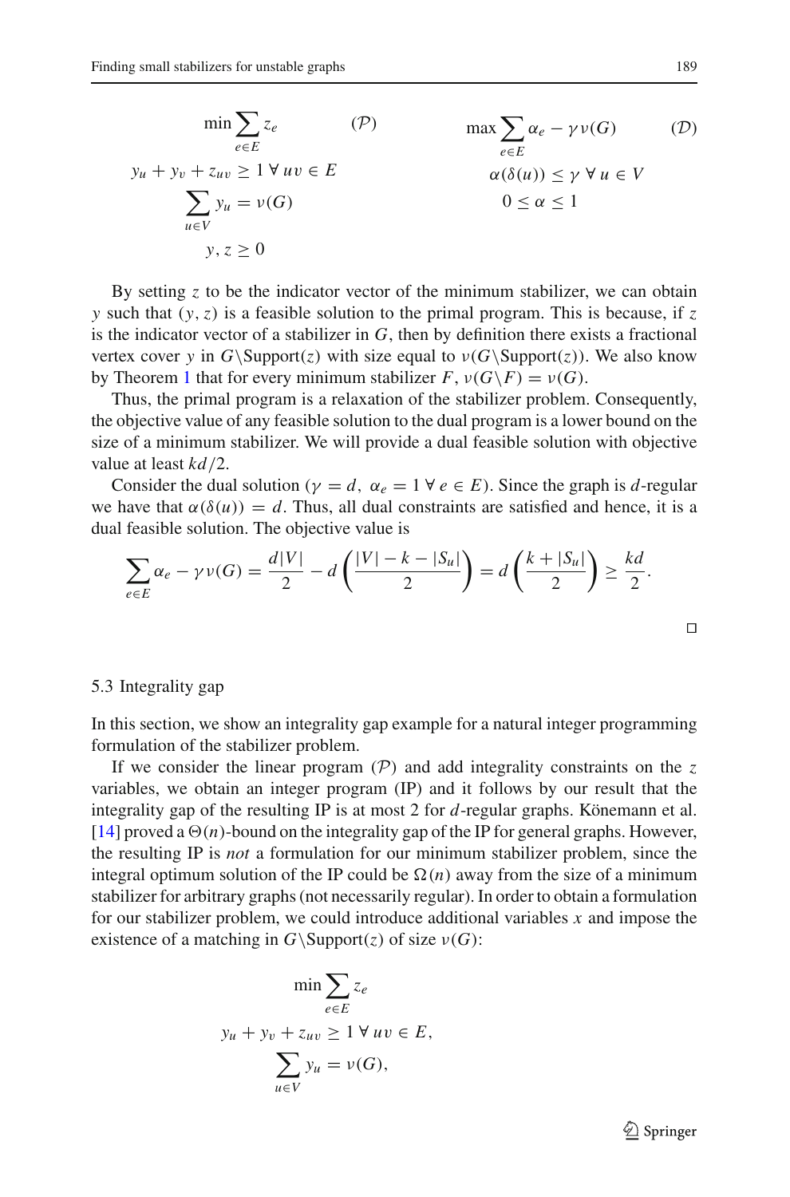$$
\begin{aligned}
&\min \sum_{e \in E} z_e && (\mathcal{P}) \\
&y_u + y_v + z_{uv} \geq 1 \;\forall\, uv \in E \\
&\sum_{u \in V} y_u = \nu(G) \\
&y, z \geq 0
\end{aligned}
\qquad\qquad
\begin{aligned}
&\max \sum_{e \in E} \alpha_e - \gamma\,\nu(G) && (\mathcal{D}) \\
&\alpha(\delta(u)) \leq \gamma \;\forall\, u \in V \\
&0 \leq \alpha \leq 1
\end{aligned}
$$

By setting $z$ to be the indicator vector of the minimum stabilizer, we can obtain $y$ such that $(y, z)$ is a feasible solution to the primal program. This is because, if $z$ is the indicator vector of a stabilizer in $G$, then by definition there exists a fractional vertex cover $y$ in $G \backslash \text{Support}(z)$ with size equal to $\nu(G \backslash \text{Support}(z))$. We also know by Theorem 1 that for every minimum stabilizer $F$, $\nu(G \backslash F) = \nu(G)$.

Thus, the primal program is a relaxation of the stabilizer problem. Consequently, the objective value of any feasible solution to the dual program is a lower bound on the size of a minimum stabilizer. We will provide a dual feasible solution with objective value at least $kd/2$.

Consider the dual solution ($\gamma = d,\ \alpha_e = 1 \;\forall\, e \in E$). Since the graph is $d$-regular we have that $\alpha(\delta(u)) = d$. Thus, all dual constraints are satisfied and hence, it is a dual feasible solution. The objective value is

$$
\sum_{e \in E} \alpha_e - \gamma\,\nu(G) = \frac{d|V|}{2} - d\left(\frac{|V| - k - |S_u|}{2}\right) = d\left(\frac{k + |S_u|}{2}\right) \geq \frac{kd}{2}.
$$

□

### 5.3 Integrality gap

In this section, we show an integrality gap example for a natural integer programming formulation of the stabilizer problem.

If we consider the linear program $(\mathcal{P})$ and add integrality constraints on the $z$ variables, we obtain an integer program (IP) and it follows by our result that the integrality gap of the resulting IP is at most 2 for $d$-regular graphs. Könemann et al. [14] proved a $\Theta(n)$-bound on the integrality gap of the IP for general graphs. However, the resulting IP is *not* a formulation for our minimum stabilizer problem, since the integral optimum solution of the IP could be $\Omega(n)$ away from the size of a minimum stabilizer for arbitrary graphs (not necessarily regular). In order to obtain a formulation for our stabilizer problem, we could introduce additional variables $x$ and impose the existence of a matching in $G \backslash \text{Support}(z)$ of size $\nu(G)$:

$$
\begin{aligned}
&\min \sum_{e \in E} z_e \\
&y_u + y_v + z_{uv} \geq 1 \;\forall\, uv \in E, \\
&\sum_{u \in V} y_u = \nu(G),
\end{aligned}
$$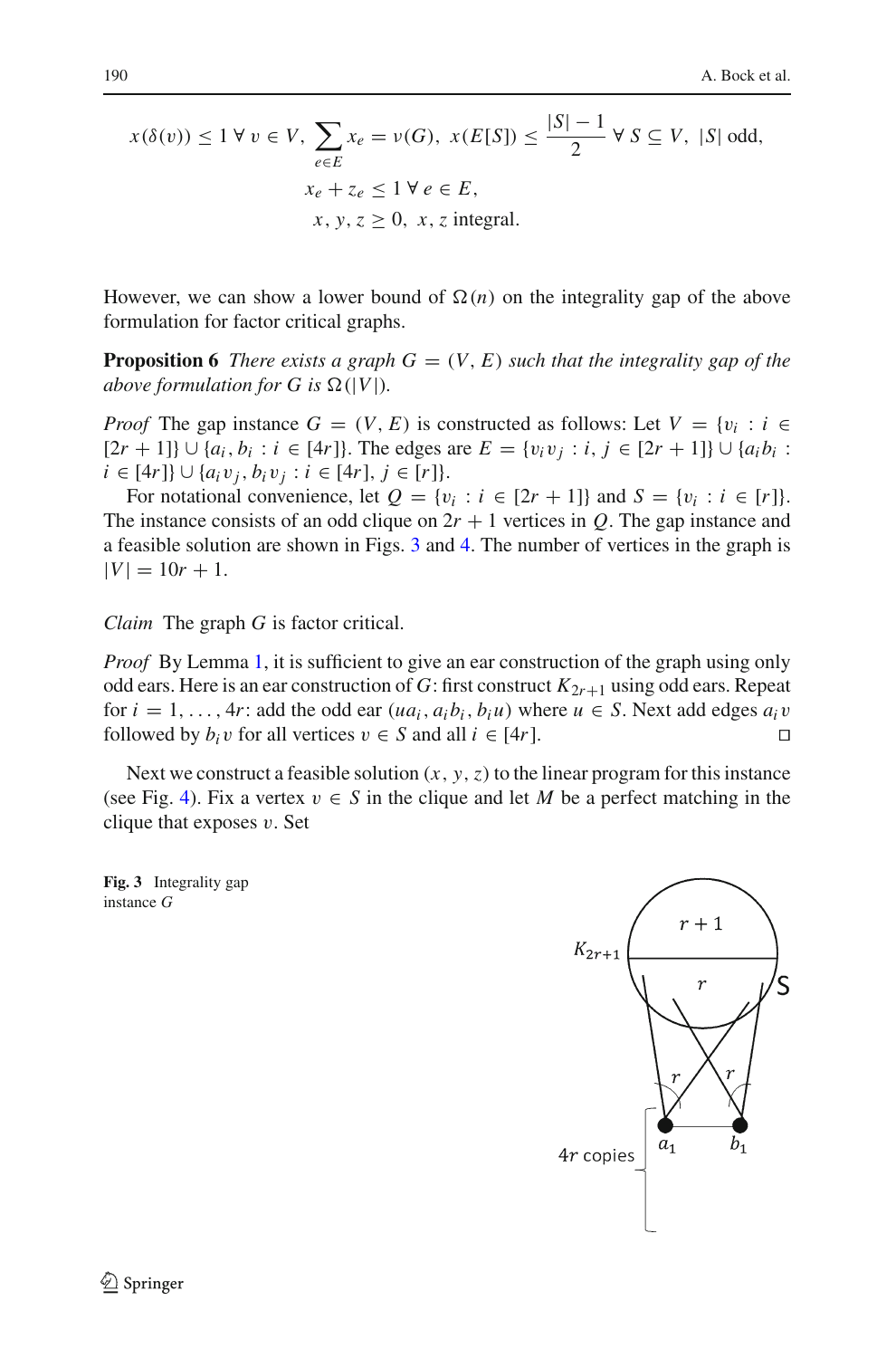$$x(\delta(v)) \leq 1 \;\forall\, v \in V,\; \sum_{e \in E} x_e = \nu(G),\; x(E[S]) \leq \frac{|S|-1}{2} \;\forall\, S \subseteq V,\; |S| \text{ odd},$$

$$x_e + z_e \leq 1 \;\forall\, e \in E,$$

$$x, y, z \geq 0,\; x, z \text{ integral}.$$

However, we can show a lower bound of $\Omega(n)$ on the integrality gap of the above formulation for factor critical graphs.

**Proposition 6** *There exists a graph $G = (V, E)$ such that the integrality gap of the above formulation for $G$ is $\Omega(|V|)$.*

*Proof* The gap instance $G = (V, E)$ is constructed as follows: Let $V = \{v_i : i \in [2r+1]\} \cup \{a_i, b_i : i \in [4r]\}$. The edges are $E = \{v_i v_j : i, j \in [2r+1]\} \cup \{a_i b_i : i \in [4r]\} \cup \{a_i v_j, b_i v_j : i \in [4r], j \in [r]\}$.

For notational convenience, let $Q = \{v_i : i \in [2r+1]\}$ and $S = \{v_i : i \in [r]\}$. The instance consists of an odd clique on $2r+1$ vertices in $Q$. The gap instance and a feasible solution are shown in Figs. 3 and 4. The number of vertices in the graph is $|V| = 10r + 1$.

*Claim* The graph $G$ is factor critical.

*Proof* By Lemma 1, it is sufficient to give an ear construction of the graph using only odd ears. Here is an ear construction of $G$: first construct $K_{2r+1}$ using odd ears. Repeat for $i = 1, \ldots, 4r$: add the odd ear $(ua_i, a_i b_i, b_i u)$ where $u \in S$. Next add edges $a_i v$ followed by $b_i v$ for all vertices $v \in S$ and all $i \in [4r]$. □

Next we construct a feasible solution $(x, y, z)$ to the linear program for this instance (see Fig. 4). Fix a vertex $v \in S$ in the clique and let $M$ be a perfect matching in the clique that exposes $v$. Set

**Fig. 3** Integrality gap instance $G$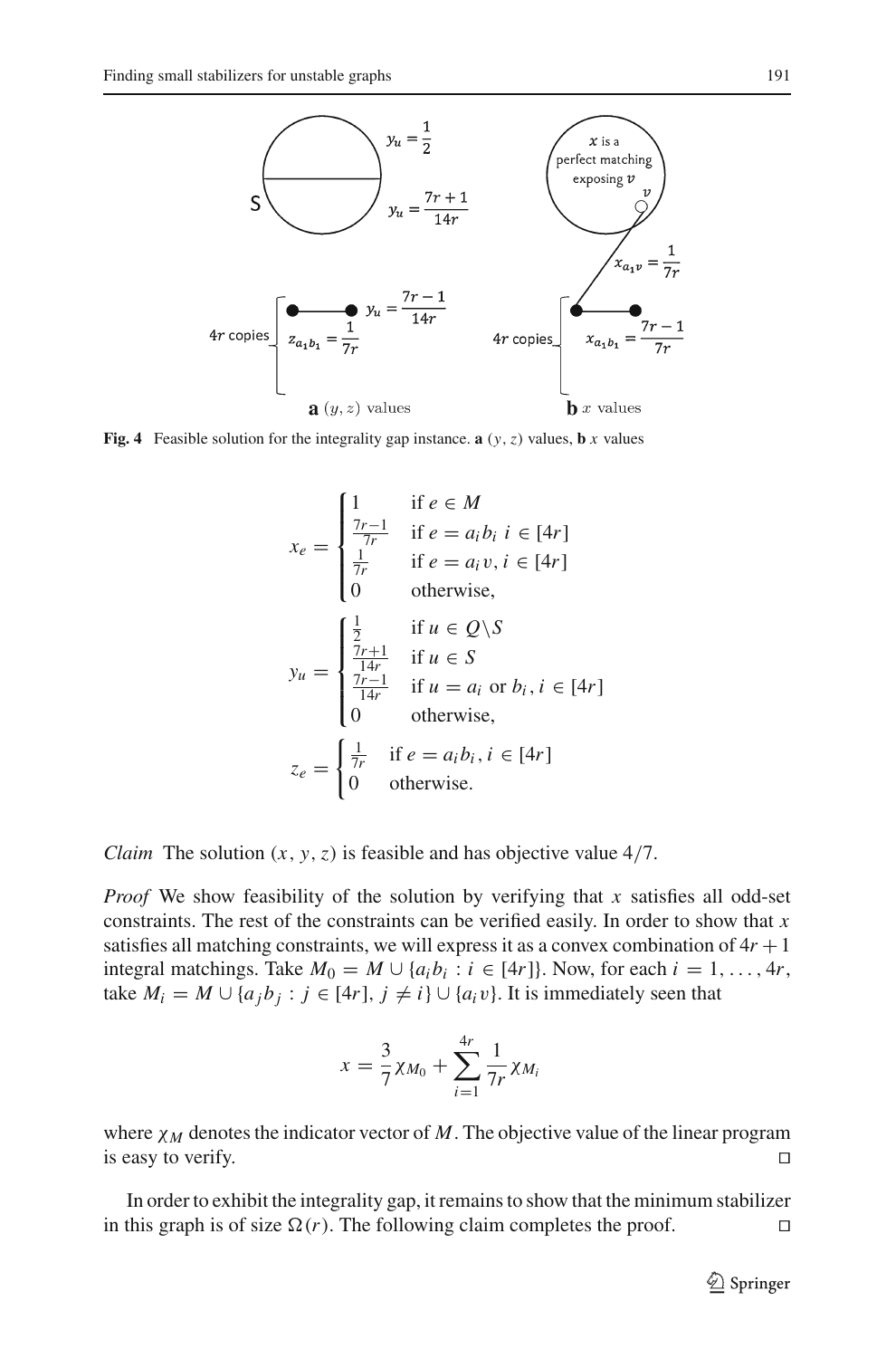**Fig. 4** Feasible solution for the integrality gap instance. **a** $(y, z)$ values, **b** $x$ values

$$x_e = \begin{cases} 1 & \text{if } e \in M \\ \frac{7r-1}{7r} & \text{if } e = a_i b_i \ i \in [4r] \\ \frac{1}{7r} & \text{if } e = a_i v, i \in [4r] \\ 0 & \text{otherwise,} \end{cases}$$

$$y_u = \begin{cases} \frac{1}{2} & \text{if } u \in Q \backslash S \\ \frac{7r+1}{14r} & \text{if } u \in S \\ \frac{7r-1}{14r} & \text{if } u = a_i \text{ or } b_i, i \in [4r] \\ 0 & \text{otherwise,} \end{cases}$$

$$z_e = \begin{cases} \frac{1}{7r} & \text{if } e = a_i b_i, i \in [4r] \\ 0 & \text{otherwise.} \end{cases}$$

*Claim* The solution $(x, y, z)$ is feasible and has objective value $4/7$.

*Proof* We show feasibility of the solution by verifying that $x$ satisfies all odd-set constraints. The rest of the constraints can be verified easily. In order to show that $x$ satisfies all matching constraints, we will express it as a convex combination of $4r+1$ integral matchings. Take $M_0 = M \cup \{a_i b_i : i \in [4r]\}$. Now, for each $i = 1, \ldots, 4r$, take $M_i = M \cup \{a_j b_j : j \in [4r], j \neq i\} \cup \{a_i v\}$. It is immediately seen that

$$x = \frac{3}{7}\chi_{M_0} + \sum_{i=1}^{4r} \frac{1}{7r}\chi_{M_i}$$

where $\chi_M$ denotes the indicator vector of $M$. The objective value of the linear program is easy to verify. □

In order to exhibit the integrality gap, it remains to show that the minimum stabilizer in this graph is of size $\Omega(r)$. The following claim completes the proof. □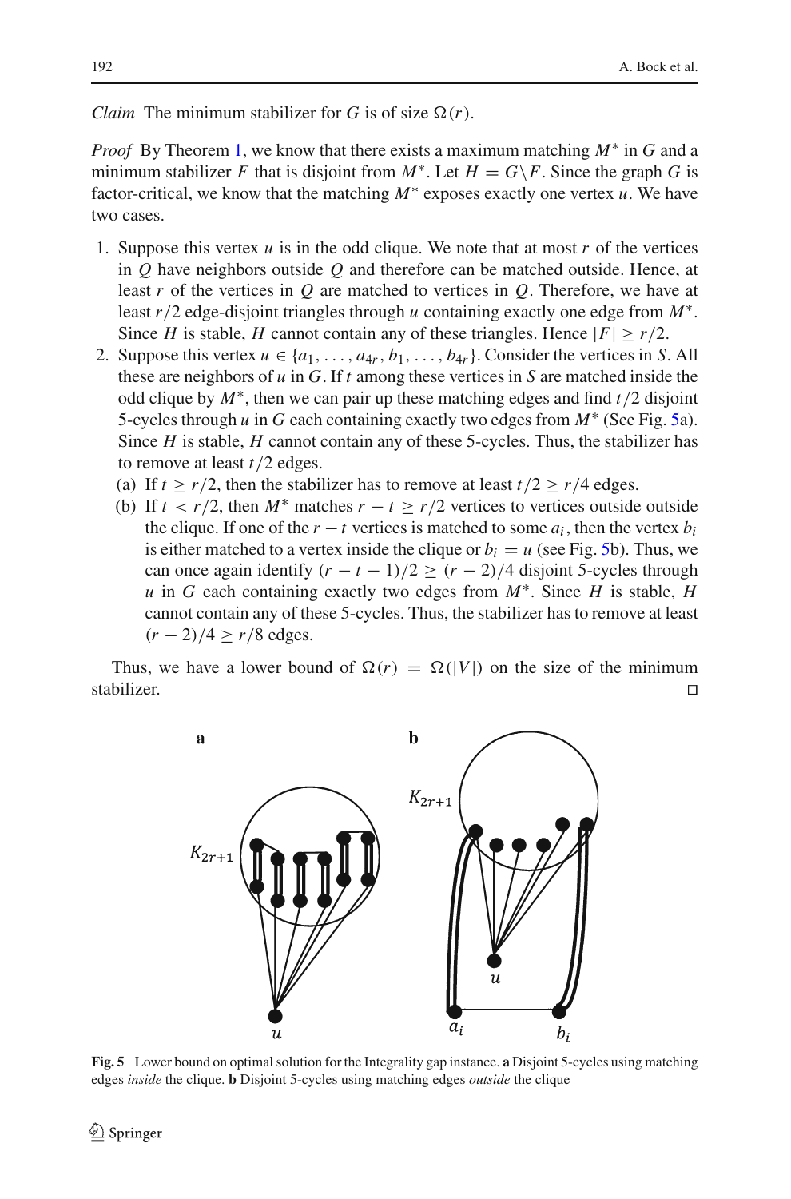*Claim* The minimum stabilizer for $G$ is of size $\Omega(r)$.

*Proof* By Theorem 1, we know that there exists a maximum matching $M^*$ in $G$ and a minimum stabilizer $F$ that is disjoint from $M^*$. Let $H = G \backslash F$. Since the graph $G$ is factor-critical, we know that the matching $M^*$ exposes exactly one vertex $u$. We have two cases.

1. Suppose this vertex $u$ is in the odd clique. We note that at most $r$ of the vertices in $Q$ have neighbors outside $Q$ and therefore can be matched outside. Hence, at least $r$ of the vertices in $Q$ are matched to vertices in $Q$. Therefore, we have at least $r/2$ edge-disjoint triangles through $u$ containing exactly one edge from $M^*$. Since $H$ is stable, $H$ cannot contain any of these triangles. Hence $|F| \geq r/2$.
2. Suppose this vertex $u \in \{a_1, \ldots, a_{4r}, b_1, \ldots, b_{4r}\}$. Consider the vertices in $S$. All these are neighbors of $u$ in $G$. If $t$ among these vertices in $S$ are matched inside the odd clique by $M^*$, then we can pair up these matching edges and find $t/2$ disjoint 5-cycles through $u$ in $G$ each containing exactly two edges from $M^*$ (See Fig. 5a). Since $H$ is stable, $H$ cannot contain any of these 5-cycles. Thus, the stabilizer has to remove at least $t/2$ edges.
   (a) If $t \geq r/2$, then the stabilizer has to remove at least $t/2 \geq r/4$ edges.
   (b) If $t < r/2$, then $M^*$ matches $r - t \geq r/2$ vertices to vertices outside outside the clique. If one of the $r - t$ vertices is matched to some $a_i$, then the vertex $b_i$ is either matched to a vertex inside the clique or $b_i = u$ (see Fig. 5b). Thus, we can once again identify $(r - t - 1)/2 \geq (r - 2)/4$ disjoint 5-cycles through $u$ in $G$ each containing exactly two edges from $M^*$. Since $H$ is stable, $H$ cannot contain any of these 5-cycles. Thus, the stabilizer has to remove at least $(r - 2)/4 \geq r/8$ edges.

Thus, we have a lower bound of $\Omega(r) = \Omega(|V|)$ on the size of the minimum stabilizer. □

**Fig. 5** Lower bound on optimal solution for the Integrality gap instance. **a** Disjoint 5-cycles using matching edges *inside* the clique. **b** Disjoint 5-cycles using matching edges *outside* the clique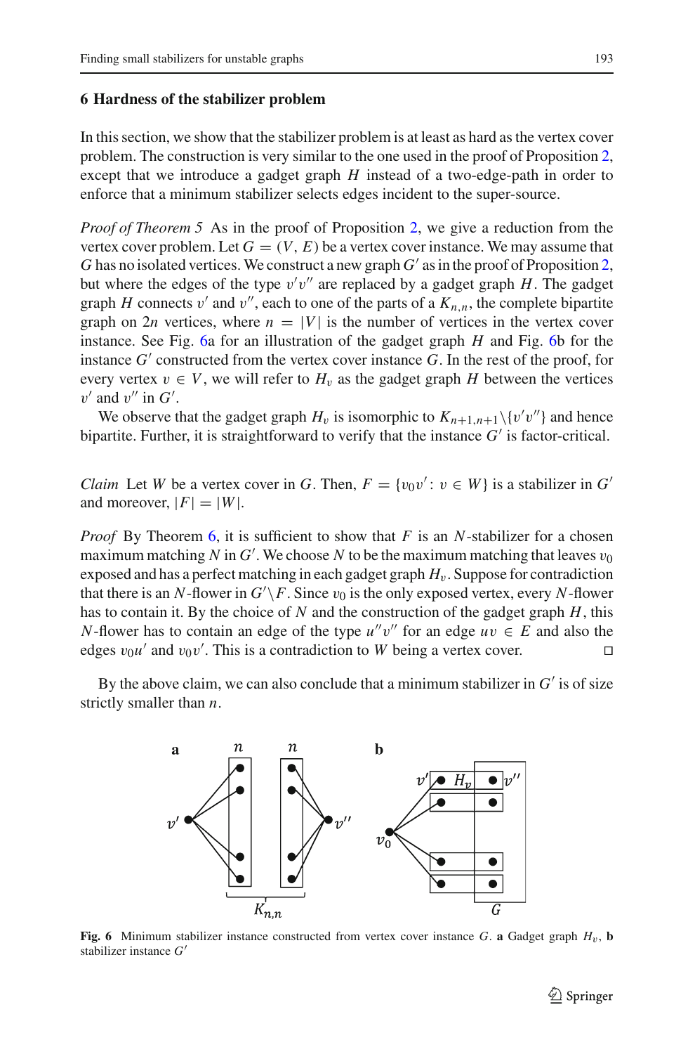## 6 Hardness of the stabilizer problem

In this section, we show that the stabilizer problem is at least as hard as the vertex cover problem. The construction is very similar to the one used in the proof of Proposition 2, except that we introduce a gadget graph $H$ instead of a two-edge-path in order to enforce that a minimum stabilizer selects edges incident to the super-source.

*Proof of Theorem 5* As in the proof of Proposition 2, we give a reduction from the vertex cover problem. Let $G = (V, E)$ be a vertex cover instance. We may assume that $G$ has no isolated vertices. We construct a new graph $G'$ as in the proof of Proposition 2, but where the edges of the type $v'v''$ are replaced by a gadget graph $H$. The gadget graph $H$ connects $v'$ and $v''$, each to one of the parts of a $K_{n,n}$, the complete bipartite graph on $2n$ vertices, where $n = |V|$ is the number of vertices in the vertex cover instance. See Fig. 6a for an illustration of the gadget graph $H$ and Fig. 6b for the instance $G'$ constructed from the vertex cover instance $G$. In the rest of the proof, for every vertex $v \in V$, we will refer to $H_v$ as the gadget graph $H$ between the vertices $v'$ and $v''$ in $G'$.

We observe that the gadget graph $H_v$ is isomorphic to $K_{n+1,n+1} \backslash \{v'v''\}$ and hence bipartite. Further, it is straightforward to verify that the instance $G'$ is factor-critical.

*Claim* Let $W$ be a vertex cover in $G$. Then, $F = \{v_0v' : v \in W\}$ is a stabilizer in $G'$ and moreover, $|F| = |W|$.

*Proof* By Theorem 6, it is sufficient to show that $F$ is an $N$-stabilizer for a chosen maximum matching $N$ in $G'$. We choose $N$ to be the maximum matching that leaves $v_0$ exposed and has a perfect matching in each gadget graph $H_v$. Suppose for contradiction that there is an $N$-flower in $G' \backslash F$. Since $v_0$ is the only exposed vertex, every $N$-flower has to contain it. By the choice of $N$ and the construction of the gadget graph $H$, this $N$-flower has to contain an edge of the type $u''v''$ for an edge $uv \in E$ and also the edges $v_0u'$ and $v_0v'$. This is a contradiction to $W$ being a vertex cover. □

By the above claim, we can also conclude that a minimum stabilizer in $G'$ is of size strictly smaller than $n$.

**Fig. 6** Minimum stabilizer instance constructed from vertex cover instance $G$. **a** Gadget graph $H_v$, **b** stabilizer instance $G'$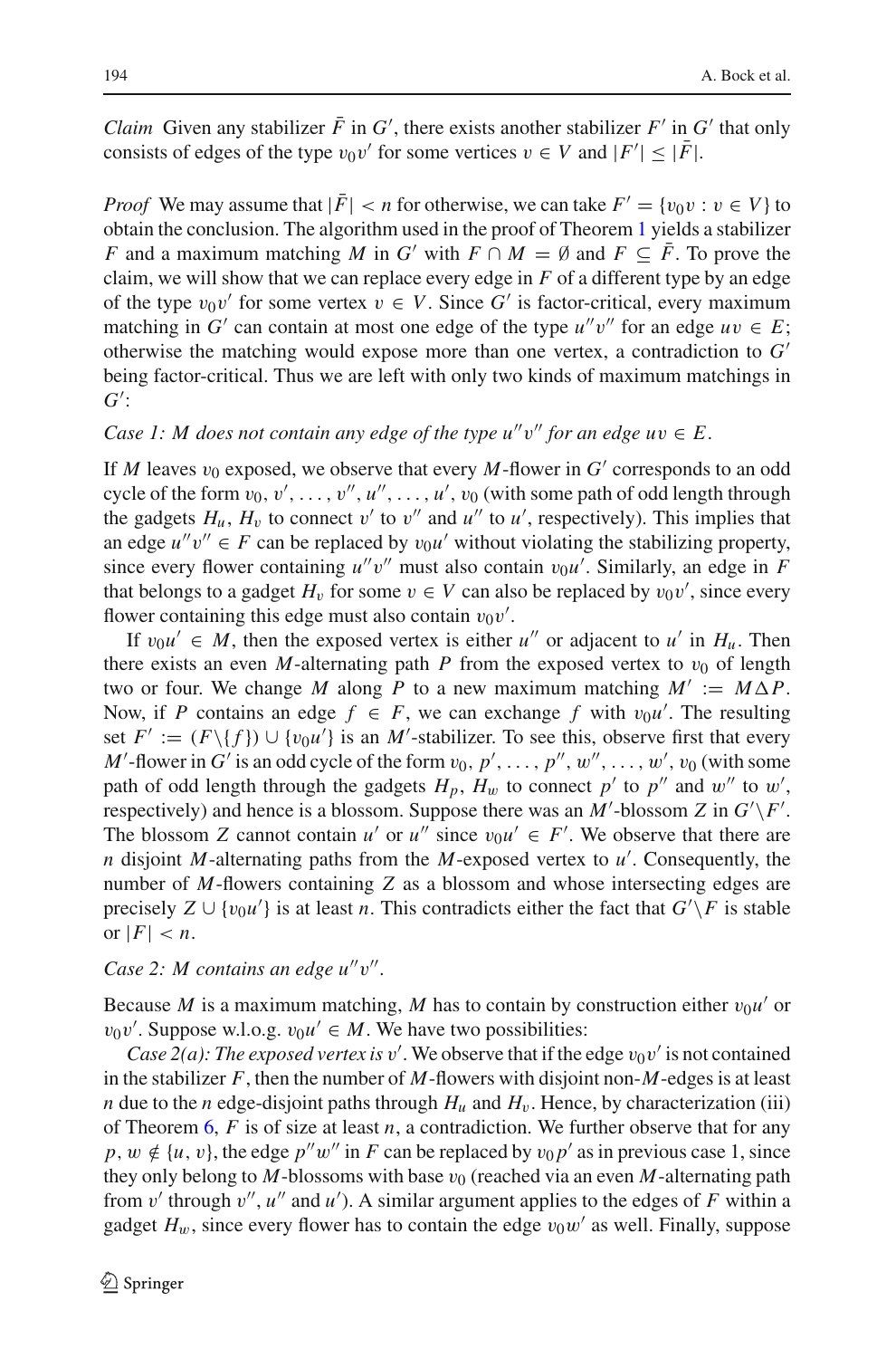*Claim* Given any stabilizer $\bar{F}$ in $G'$, there exists another stabilizer $F'$ in $G'$ that only consists of edges of the type $v_0v'$ for some vertices $v \in V$ and $|F'| \leq |\bar{F}|$.

*Proof* We may assume that $|\bar{F}| < n$ for otherwise, we can take $F' = \{v_0v : v \in V\}$ to obtain the conclusion. The algorithm used in the proof of Theorem 1 yields a stabilizer $F$ and a maximum matching $M$ in $G'$ with $F \cap M = \emptyset$ and $F \subseteq \bar{F}$. To prove the claim, we will show that we can replace every edge in $F$ of a different type by an edge of the type $v_0v'$ for some vertex $v \in V$. Since $G'$ is factor-critical, every maximum matching in $G'$ can contain at most one edge of the type $u''v''$ for an edge $uv \in E$; otherwise the matching would expose more than one vertex, a contradiction to $G'$ being factor-critical. Thus we are left with only two kinds of maximum matchings in $G'$:

*Case 1: $M$ does not contain any edge of the type $u''v''$ for an edge $uv \in E$.*

If $M$ leaves $v_0$ exposed, we observe that every $M$-flower in $G'$ corresponds to an odd cycle of the form $v_0, v', \ldots, v'', u'', \ldots, u', v_0$ (with some path of odd length through the gadgets $H_u$, $H_v$ to connect $v'$ to $v''$ and $u''$ to $u'$, respectively). This implies that an edge $u''v'' \in F$ can be replaced by $v_0u'$ without violating the stabilizing property, since every flower containing $u''v''$ must also contain $v_0u'$. Similarly, an edge in $F$ that belongs to a gadget $H_v$ for some $v \in V$ can also be replaced by $v_0v'$, since every flower containing this edge must also contain $v_0v'$.

If $v_0u' \in M$, then the exposed vertex is either $u''$ or adjacent to $u'$ in $H_u$. Then there exists an even $M$-alternating path $P$ from the exposed vertex to $v_0$ of length two or four. We change $M$ along $P$ to a new maximum matching $M' := M \Delta P$. Now, if $P$ contains an edge $f \in F$, we can exchange $f$ with $v_0u'$. The resulting set $F' := (F \backslash \{f\}) \cup \{v_0u'\}$ is an $M'$-stabilizer. To see this, observe first that every $M'$-flower in $G'$ is an odd cycle of the form $v_0, p', \ldots, p'', w'', \ldots, w', v_0$ (with some path of odd length through the gadgets $H_p$, $H_w$ to connect $p'$ to $p''$ and $w''$ to $w'$, respectively) and hence is a blossom. Suppose there was an $M'$-blossom $Z$ in $G' \backslash F'$. The blossom $Z$ cannot contain $u'$ or $u''$ since $v_0u' \in F'$. We observe that there are $n$ disjoint $M$-alternating paths from the $M$-exposed vertex to $u'$. Consequently, the number of $M$-flowers containing $Z$ as a blossom and whose intersecting edges are precisely $Z \cup \{v_0u'\}$ is at least $n$. This contradicts either the fact that $G' \backslash F$ is stable or $|F| < n$.

*Case 2: $M$ contains an edge $u''v''$.*

Because $M$ is a maximum matching, $M$ has to contain by construction either $v_0u'$ or $v_0v'$. Suppose w.l.o.g. $v_0u' \in M$. We have two possibilities:

*Case 2(a): The exposed vertex is $v'$.* We observe that if the edge $v_0v'$ is not contained in the stabilizer $F$, then the number of $M$-flowers with disjoint non-$M$-edges is at least $n$ due to the $n$ edge-disjoint paths through $H_u$ and $H_v$. Hence, by characterization (iii) of Theorem 6, $F$ is of size at least $n$, a contradiction. We further observe that for any $p, w \notin \{u, v\}$, the edge $p''w''$ in $F$ can be replaced by $v_0p'$ as in previous case 1, since they only belong to $M$-blossoms with base $v_0$ (reached via an even $M$-alternating path from $v'$ through $v''$, $u''$ and $u'$). A similar argument applies to the edges of $F$ within a gadget $H_w$, since every flower has to contain the edge $v_0w'$ as well. Finally, suppose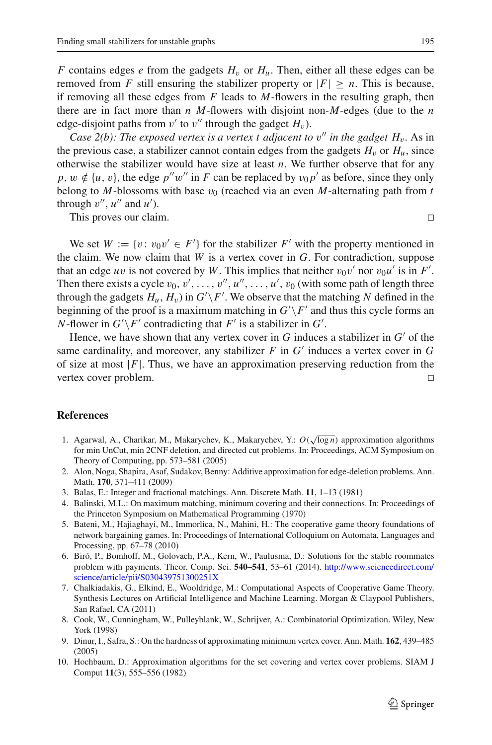$F$ contains edges $e$ from the gadgets $H_v$ or $H_u$. Then, either all these edges can be removed from $F$ still ensuring the stabilizer property or $|F| \geq n$. This is because, if removing all these edges from $F$ leads to $M$-flowers in the resulting graph, then there are in fact more than $n$ $M$-flowers with disjoint non-$M$-edges (due to the $n$ edge-disjoint paths from $v'$ to $v''$ through the gadget $H_v$).

*Case 2(b): The exposed vertex is a vertex $t$ adjacent to $v''$ in the gadget $H_v$.* As in the previous case, a stabilizer cannot contain edges from the gadgets $H_v$ or $H_u$, since otherwise the stabilizer would have size at least $n$. We further observe that for any $p, w \notin \{u, v\}$, the edge $p''w''$ in $F$ can be replaced by $v_0 p'$ as before, since they only belong to $M$-blossoms with base $v_0$ (reached via an even $M$-alternating path from $t$ through $v''$, $u''$ and $u'$).

This proves our claim. □

We set $W := \{v \colon v_0 v' \in F'\}$ for the stabilizer $F'$ with the property mentioned in the claim. We now claim that $W$ is a vertex cover in $G$. For contradiction, suppose that an edge $uv$ is not covered by $W$. This implies that neither $v_0 v'$ nor $v_0 u'$ is in $F'$. Then there exists a cycle $v_0, v', \ldots, v'', u'', \ldots, u', v_0$ (with some path of length three through the gadgets $H_u$, $H_v$) in $G' \setminus F'$. We observe that the matching $N$ defined in the beginning of the proof is a maximum matching in $G' \setminus F'$ and thus this cycle forms an $N$-flower in $G' \setminus F'$ contradicting that $F'$ is a stabilizer in $G'$.

Hence, we have shown that any vertex cover in $G$ induces a stabilizer in $G'$ of the same cardinality, and moreover, any stabilizer $F$ in $G'$ induces a vertex cover in $G$ of size at most $|F|$. Thus, we have an approximation preserving reduction from the vertex cover problem. □

## References

1. Agarwal, A., Charikar, M., Makarychev, K., Makarychev, Y.: $O(\sqrt{\log n})$ approximation algorithms for min UnCut, min 2CNF deletion, and directed cut problems. In: Proceedings, ACM Symposium on Theory of Computing, pp. 573–581 (2005)
2. Alon, Noga, Shapira, Asaf, Sudakov, Benny: Additive approximation for edge-deletion problems. Ann. Math. **170**, 371–411 (2009)
3. Balas, E.: Integer and fractional matchings. Ann. Discrete Math. **11**, 1–13 (1981)
4. Balinski, M.L.: On maximum matching, minimum covering and their connections. In: Proceedings of the Princeton Symposium on Mathematical Programming (1970)
5. Bateni, M., Hajiaghayi, M., Immorlica, N., Mahini, H.: The cooperative game theory foundations of network bargaining games. In: Proceedings of International Colloquium on Automata, Languages and Processing, pp. 67–78 (2010)
6. Biró, P., Bomhoff, M., Golovach, P.A., Kern, W., Paulusma, D.: Solutions for the stable roommates problem with payments. Theor. Comp. Sci. **540–541**, 53–61 (2014). http://www.sciencedirect.com/science/article/pii/S030439751300251X
7. Chalkiadakis, G., Elkind, E., Wooldridge, M.: Computational Aspects of Cooperative Game Theory. Synthesis Lectures on Artificial Intelligence and Machine Learning. Morgan & Claypool Publishers, San Rafael, CA (2011)
8. Cook, W., Cunningham, W., Pulleyblank, W., Schrijver, A.: Combinatorial Optimization. Wiley, New York (1998)
9. Dinur, I., Safra, S.: On the hardness of approximating minimum vertex cover. Ann. Math. **162**, 439–485 (2005)
10. Hochbaum, D.: Approximation algorithms for the set covering and vertex cover problems. SIAM J Comput **11**(3), 555–556 (1982)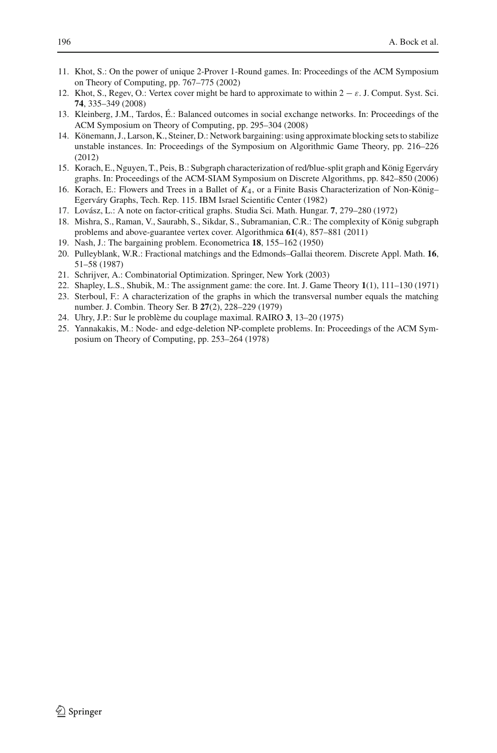11. Khot, S.: On the power of unique 2-Prover 1-Round games. In: Proceedings of the ACM Symposium on Theory of Computing, pp. 767–775 (2002)
12. Khot, S., Regev, O.: Vertex cover might be hard to approximate to within $2 - \varepsilon$. J. Comput. Syst. Sci. **74**, 335–349 (2008)
13. Kleinberg, J.M., Tardos, É.: Balanced outcomes in social exchange networks. In: Proceedings of the ACM Symposium on Theory of Computing, pp. 295–304 (2008)
14. Könemann, J., Larson, K., Steiner, D.: Network bargaining: using approximate blocking sets to stabilize unstable instances. In: Proceedings of the Symposium on Algorithmic Game Theory, pp. 216–226 (2012)
15. Korach, E., Nguyen, T., Peis, B.: Subgraph characterization of red/blue-split graph and König Egerváry graphs. In: Proceedings of the ACM-SIAM Symposium on Discrete Algorithms, pp. 842–850 (2006)
16. Korach, E.: Flowers and Trees in a Ballet of $K_4$, or a Finite Basis Characterization of Non-König–Egerváry Graphs, Tech. Rep. 115. IBM Israel Scientific Center (1982)
17. Lovász, L.: A note on factor-critical graphs. Studia Sci. Math. Hungar. **7**, 279–280 (1972)
18. Mishra, S., Raman, V., Saurabh, S., Sikdar, S., Subramanian, C.R.: The complexity of König subgraph problems and above-guarantee vertex cover. Algorithmica **61**(4), 857–881 (2011)
19. Nash, J.: The bargaining problem. Econometrica **18**, 155–162 (1950)
20. Pulleyblank, W.R.: Fractional matchings and the Edmonds–Gallai theorem. Discrete Appl. Math. **16**, 51–58 (1987)
21. Schrijver, A.: Combinatorial Optimization. Springer, New York (2003)
22. Shapley, L.S., Shubik, M.: The assignment game: the core. Int. J. Game Theory **1**(1), 111–130 (1971)
23. Sterboul, F.: A characterization of the graphs in which the transversal number equals the matching number. J. Combin. Theory Ser. B **27**(2), 228–229 (1979)
24. Uhry, J.P.: Sur le problème du couplage maximal. RAIRO **3**, 13–20 (1975)
25. Yannakakis, M.: Node- and edge-deletion NP-complete problems. In: Proceedings of the ACM Symposium on Theory of Computing, pp. 253–264 (1978)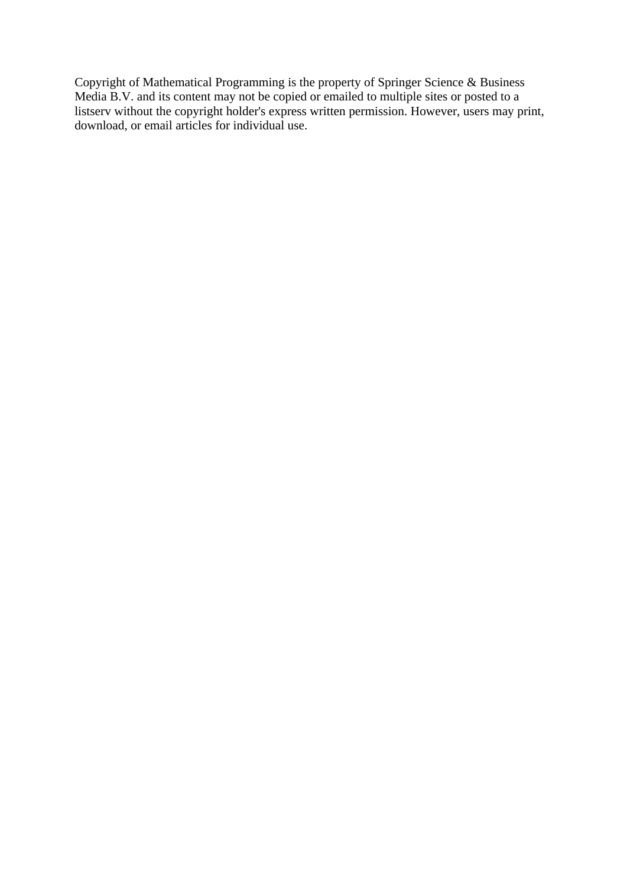Copyright of Mathematical Programming is the property of Springer Science & Business Media B.V. and its content may not be copied or emailed to multiple sites or posted to a listserv without the copyright holder's express written permission. However, users may print, download, or email articles for individual use.